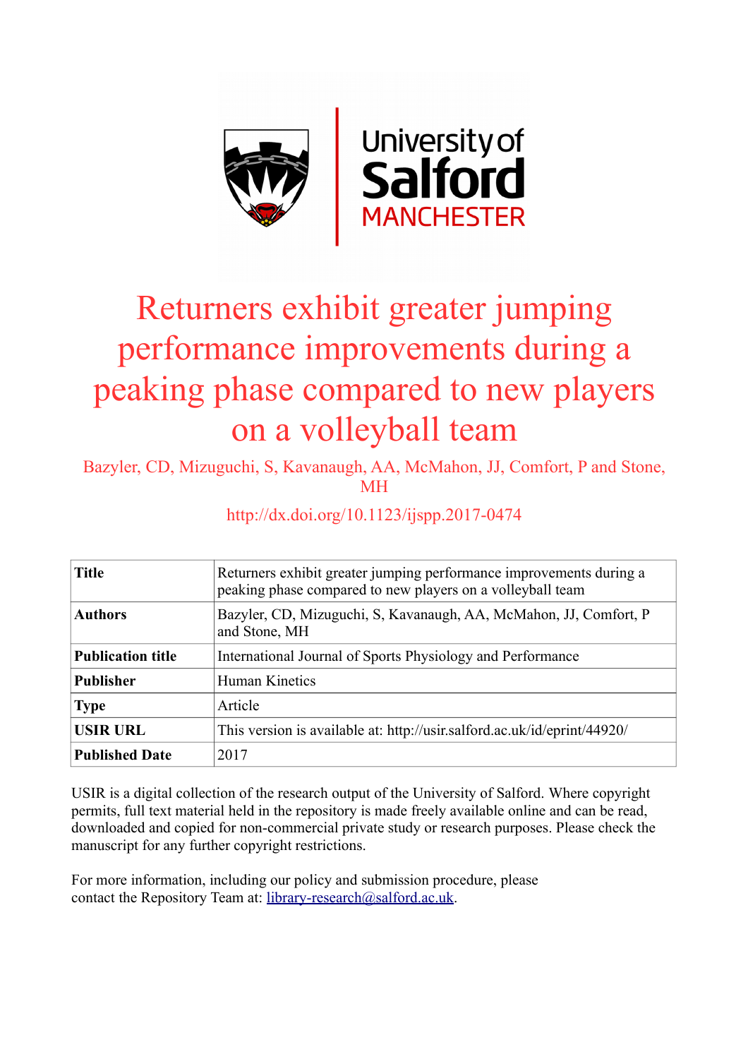# Returners exhibit greater jumping performance improvements during a peaking phase compared to new players on a volleyball team

Bazyler, CD, Mizuguchi, S, Kavanaugh, AA, McMahon, JJ, Comfort, P and Stone, MH

http://dx.doi.org/10.1123/ijspp.2017-0474

| **Title** | Returners exhibit greater jumping performance improvements during a peaking phase compared to new players on a volleyball team |
|---|---|
| **Authors** | Bazyler, CD, Mizuguchi, S, Kavanaugh, AA, McMahon, JJ, Comfort, P and Stone, MH |
| **Publication title** | International Journal of Sports Physiology and Performance |
| **Publisher** | Human Kinetics |
| **Type** | Article |
| **USIR URL** | This version is available at: http://usir.salford.ac.uk/id/eprint/44920/ |
| **Published Date** | 2017 |

USIR is a digital collection of the research output of the University of Salford. Where copyright permits, full text material held in the repository is made freely available online and can be read, downloaded and copied for non-commercial private study or research purposes. Please check the manuscript for any further copyright restrictions.

For more information, including our policy and submission procedure, please contact the Repository Team at: library-research@salford.ac.uk.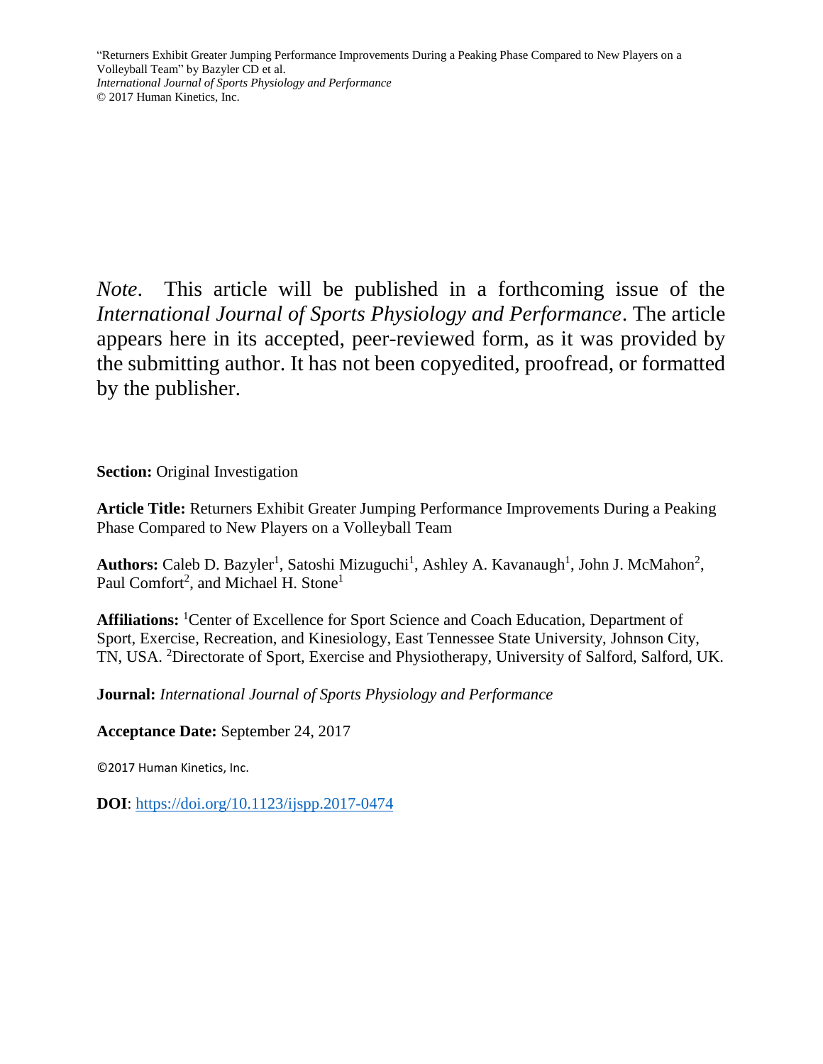*Note*. This article will be published in a forthcoming issue of the *International Journal of Sports Physiology and Performance*. The article appears here in its accepted, peer-reviewed form, as it was provided by the submitting author. It has not been copyedited, proofread, or formatted by the publisher.

**Section:** Original Investigation

**Article Title:** Returners Exhibit Greater Jumping Performance Improvements During a Peaking Phase Compared to New Players on a Volleyball Team

**Authors:** Caleb D. Bazyler[1], Satoshi Mizuguchi[1], Ashley A. Kavanaugh[1], John J. McMahon[2], Paul Comfort[2], and Michael H. Stone[1]

**Affiliations:** [1]Center of Excellence for Sport Science and Coach Education, Department of Sport, Exercise, Recreation, and Kinesiology, East Tennessee State University, Johnson City, TN, USA. [2]Directorate of Sport, Exercise and Physiotherapy, University of Salford, Salford, UK.

**Journal:** *International Journal of Sports Physiology and Performance*

**Acceptance Date:** September 24, 2017

©2017 Human Kinetics, Inc.

**DOI**: https://doi.org/10.1123/ijspp.2017-0474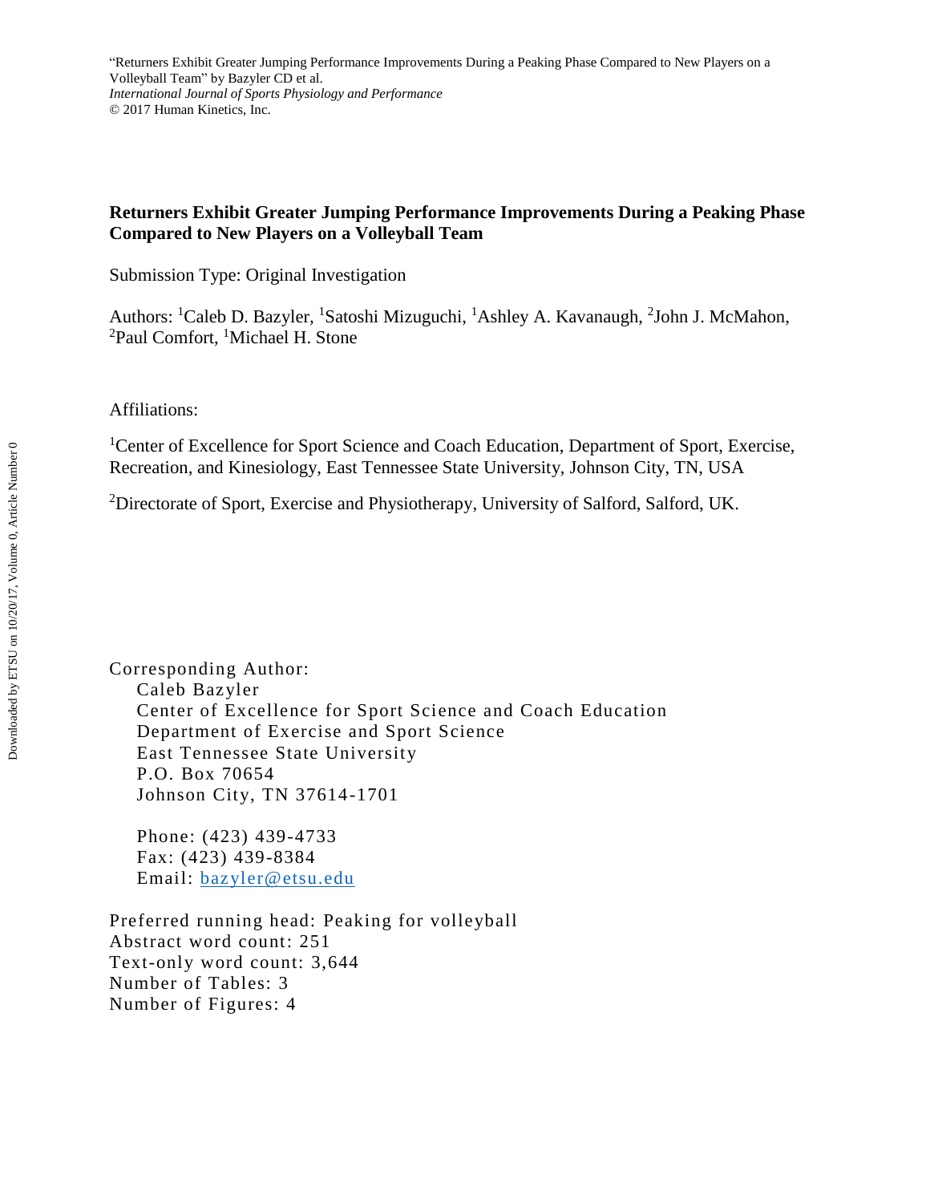## Returners Exhibit Greater Jumping Performance Improvements During a Peaking Phase Compared to New Players on a Volleyball Team

Submission Type: Original Investigation

Authors: [1]Caleb D. Bazyler, [1]Satoshi Mizuguchi, [1]Ashley A. Kavanaugh, [2]John J. McMahon, [2]Paul Comfort, [1]Michael H. Stone

Affiliations:

[1]Center of Excellence for Sport Science and Coach Education, Department of Sport, Exercise, Recreation, and Kinesiology, East Tennessee State University, Johnson City, TN, USA

[2]Directorate of Sport, Exercise and Physiotherapy, University of Salford, Salford, UK.

Corresponding Author:
Caleb Bazyler
Center of Excellence for Sport Science and Coach Education
Department of Exercise and Sport Science
East Tennessee State University
P.O. Box 70654
Johnson City, TN 37614-1701

Phone: (423) 439-4733
Fax: (423) 439-8384
Email: bazyler@etsu.edu

Preferred running head: Peaking for volleyball
Abstract word count: 251
Text-only word count: 3,644
Number of Tables: 3
Number of Figures: 4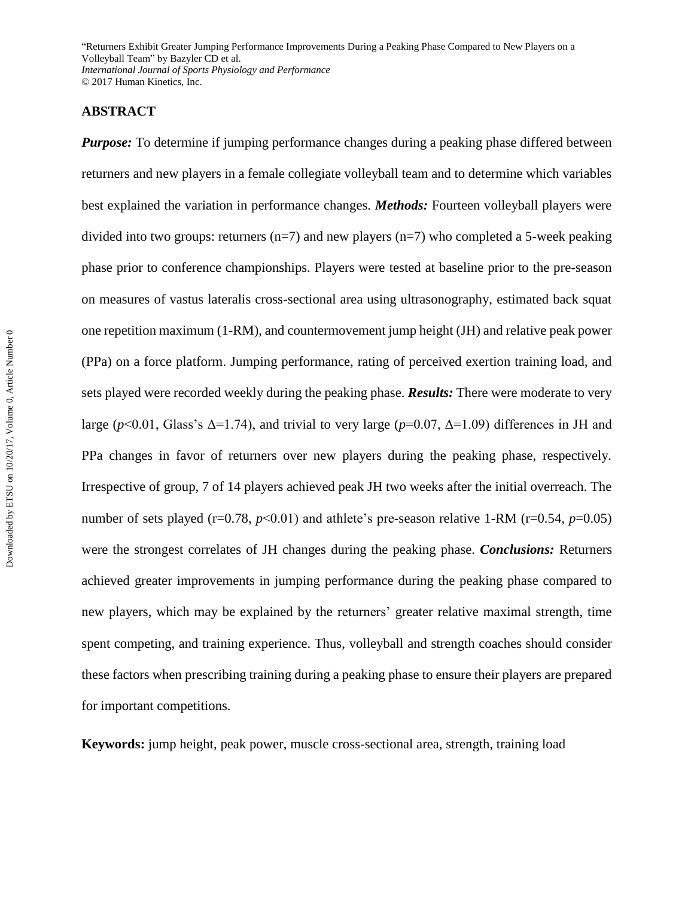## ABSTRACT

***Purpose:*** To determine if jumping performance changes during a peaking phase differed between returners and new players in a female collegiate volleyball team and to determine which variables best explained the variation in performance changes. ***Methods:*** Fourteen volleyball players were divided into two groups: returners (n=7) and new players (n=7) who completed a 5-week peaking phase prior to conference championships. Players were tested at baseline prior to the pre-season on measures of vastus lateralis cross-sectional area using ultrasonography, estimated back squat one repetition maximum (1-RM), and countermovement jump height (JH) and relative peak power (PPa) on a force platform. Jumping performance, rating of perceived exertion training load, and sets played were recorded weekly during the peaking phase. ***Results:*** There were moderate to very large ($p<0.01$, Glass's $\Delta=1.74$), and trivial to very large ($p=0.07$, $\Delta=1.09$) differences in JH and PPa changes in favor of returners over new players during the peaking phase, respectively. Irrespective of group, 7 of 14 players achieved peak JH two weeks after the initial overreach. The number of sets played ($r=0.78$, $p<0.01$) and athlete's pre-season relative 1-RM ($r=0.54$, $p=0.05$) were the strongest correlates of JH changes during the peaking phase. ***Conclusions:*** Returners achieved greater improvements in jumping performance during the peaking phase compared to new players, which may be explained by the returners' greater relative maximal strength, time spent competing, and training experience. Thus, volleyball and strength coaches should consider these factors when prescribing training during a peaking phase to ensure their players are prepared for important competitions.

**Keywords:** jump height, peak power, muscle cross-sectional area, strength, training load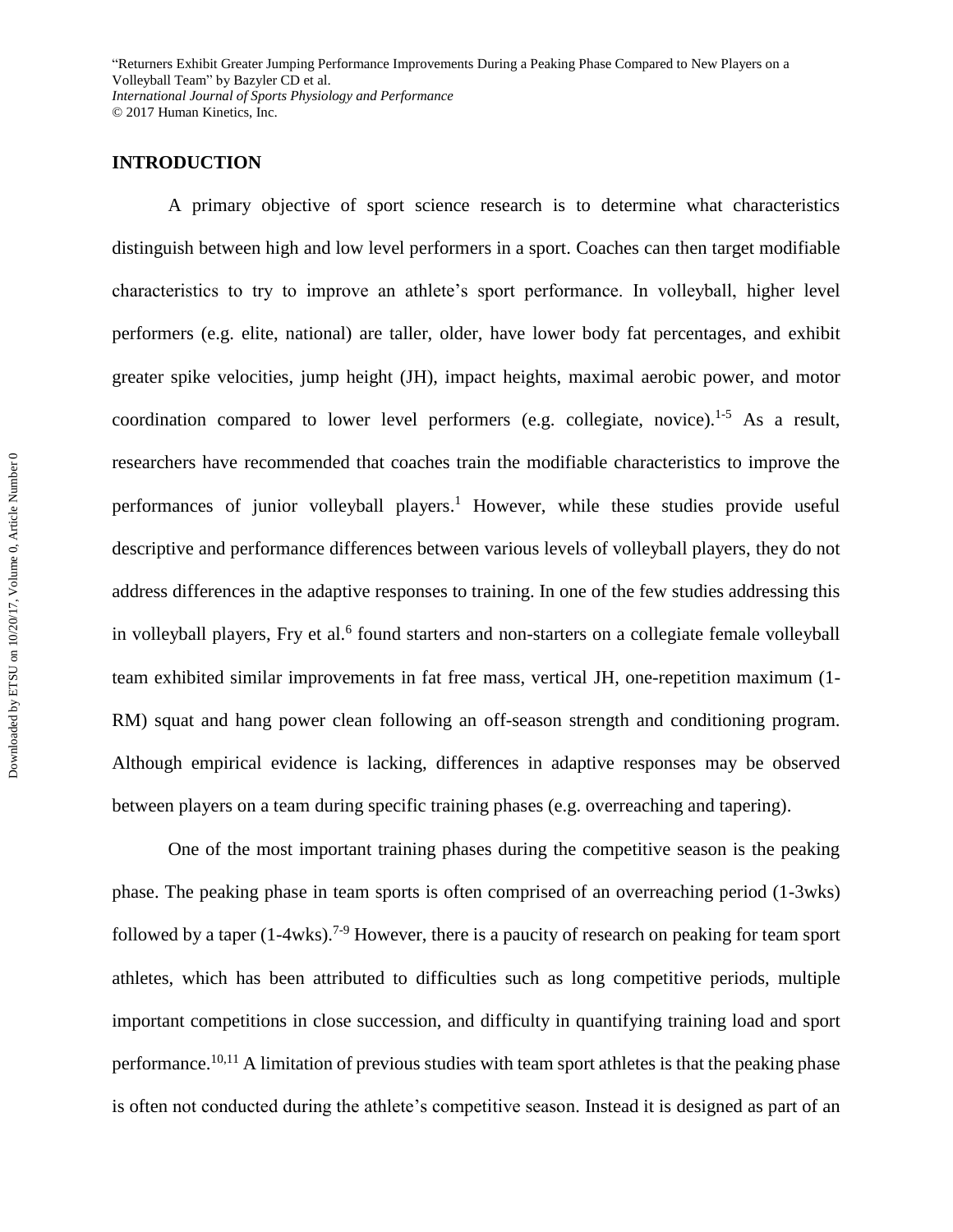## INTRODUCTION

A primary objective of sport science research is to determine what characteristics distinguish between high and low level performers in a sport. Coaches can then target modifiable characteristics to try to improve an athlete's sport performance. In volleyball, higher level performers (e.g. elite, national) are taller, older, have lower body fat percentages, and exhibit greater spike velocities, jump height (JH), impact heights, maximal aerobic power, and motor coordination compared to lower level performers (e.g. collegiate, novice).[1-5] As a result, researchers have recommended that coaches train the modifiable characteristics to improve the performances of junior volleyball players.[1] However, while these studies provide useful descriptive and performance differences between various levels of volleyball players, they do not address differences in the adaptive responses to training. In one of the few studies addressing this in volleyball players, Fry et al.[6] found starters and non-starters on a collegiate female volleyball team exhibited similar improvements in fat free mass, vertical JH, one-repetition maximum (1-RM) squat and hang power clean following an off-season strength and conditioning program. Although empirical evidence is lacking, differences in adaptive responses may be observed between players on a team during specific training phases (e.g. overreaching and tapering).

One of the most important training phases during the competitive season is the peaking phase. The peaking phase in team sports is often comprised of an overreaching period (1-3wks) followed by a taper (1-4wks).[7-9] However, there is a paucity of research on peaking for team sport athletes, which has been attributed to difficulties such as long competitive periods, multiple important competitions in close succession, and difficulty in quantifying training load and sport performance.[10,11] A limitation of previous studies with team sport athletes is that the peaking phase is often not conducted during the athlete's competitive season. Instead it is designed as part of an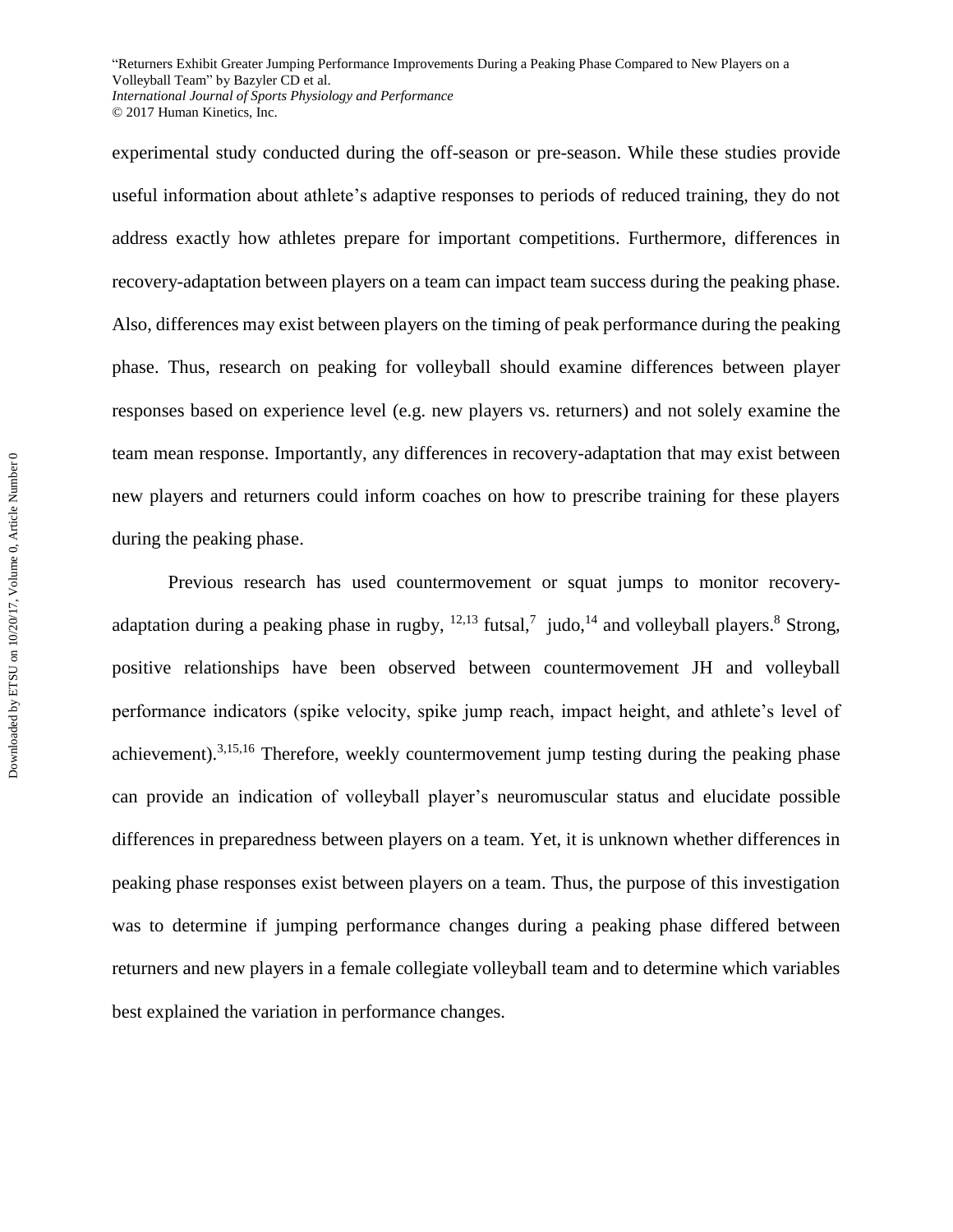experimental study conducted during the off-season or pre-season. While these studies provide useful information about athlete's adaptive responses to periods of reduced training, they do not address exactly how athletes prepare for important competitions. Furthermore, differences in recovery-adaptation between players on a team can impact team success during the peaking phase. Also, differences may exist between players on the timing of peak performance during the peaking phase. Thus, research on peaking for volleyball should examine differences between player responses based on experience level (e.g. new players vs. returners) and not solely examine the team mean response. Importantly, any differences in recovery-adaptation that may exist between new players and returners could inform coaches on how to prescribe training for these players during the peaking phase.

Previous research has used countermovement or squat jumps to monitor recovery-adaptation during a peaking phase in rugby, [12,13] futsal,[7] judo,[14] and volleyball players.[8] Strong, positive relationships have been observed between countermovement JH and volleyball performance indicators (spike velocity, spike jump reach, impact height, and athlete's level of achievement).[3,15,16] Therefore, weekly countermovement jump testing during the peaking phase can provide an indication of volleyball player's neuromuscular status and elucidate possible differences in preparedness between players on a team. Yet, it is unknown whether differences in peaking phase responses exist between players on a team. Thus, the purpose of this investigation was to determine if jumping performance changes during a peaking phase differed between returners and new players in a female collegiate volleyball team and to determine which variables best explained the variation in performance changes.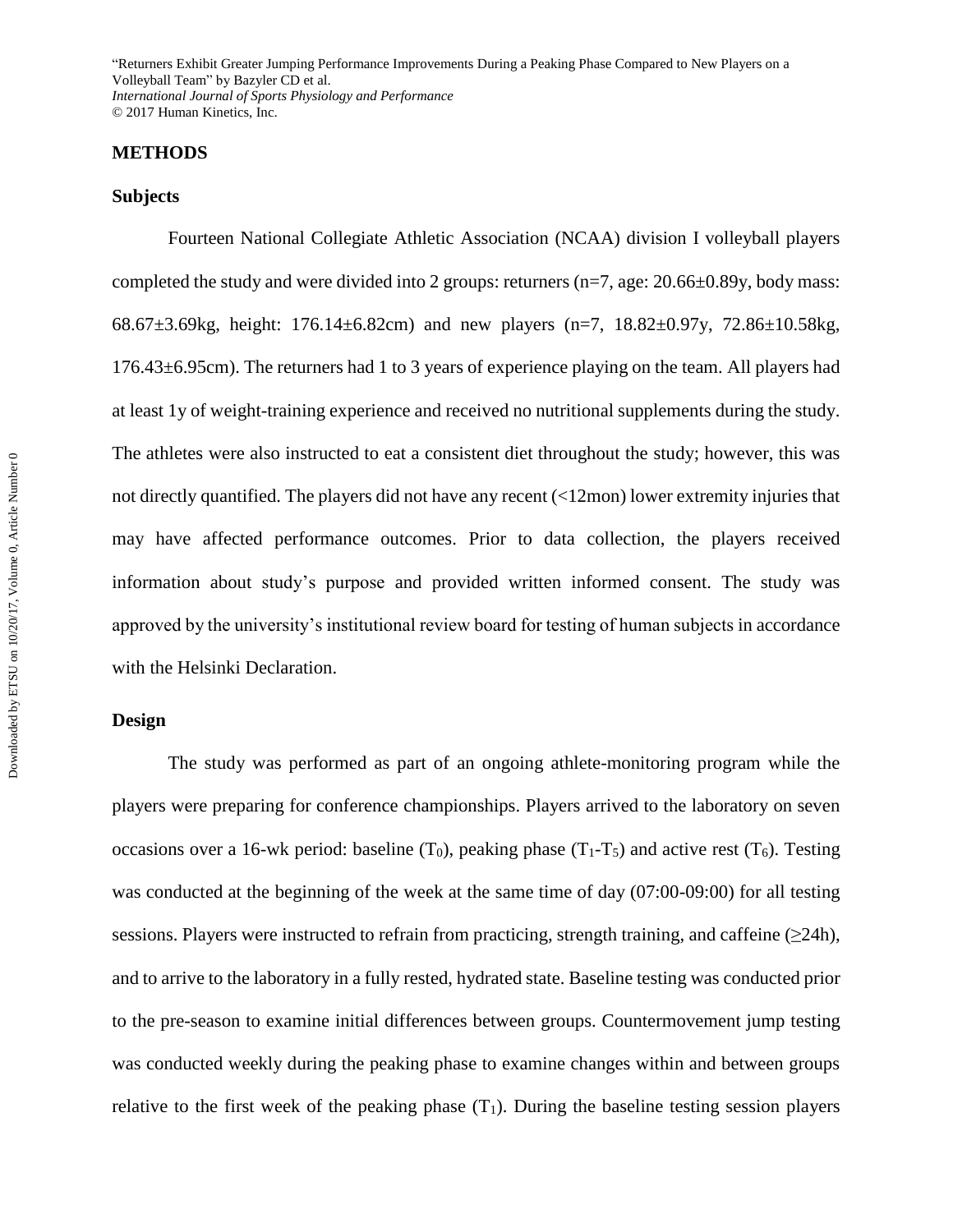## METHODS

### Subjects

Fourteen National Collegiate Athletic Association (NCAA) division I volleyball players completed the study and were divided into 2 groups: returners (n=7, age: 20.66±0.89y, body mass: 68.67±3.69kg, height: 176.14±6.82cm) and new players (n=7, 18.82±0.97y, 72.86±10.58kg, 176.43±6.95cm). The returners had 1 to 3 years of experience playing on the team. All players had at least 1y of weight-training experience and received no nutritional supplements during the study. The athletes were also instructed to eat a consistent diet throughout the study; however, this was not directly quantified. The players did not have any recent (<12mon) lower extremity injuries that may have affected performance outcomes. Prior to data collection, the players received information about study's purpose and provided written informed consent. The study was approved by the university's institutional review board for testing of human subjects in accordance with the Helsinki Declaration.

### Design

The study was performed as part of an ongoing athlete-monitoring program while the players were preparing for conference championships. Players arrived to the laboratory on seven occasions over a 16-wk period: baseline ($T_0$), peaking phase ($T_1$-$T_5$) and active rest ($T_6$). Testing was conducted at the beginning of the week at the same time of day (07:00-09:00) for all testing sessions. Players were instructed to refrain from practicing, strength training, and caffeine (≥24h), and to arrive to the laboratory in a fully rested, hydrated state. Baseline testing was conducted prior to the pre-season to examine initial differences between groups. Countermovement jump testing was conducted weekly during the peaking phase to examine changes within and between groups relative to the first week of the peaking phase ($T_1$). During the baseline testing session players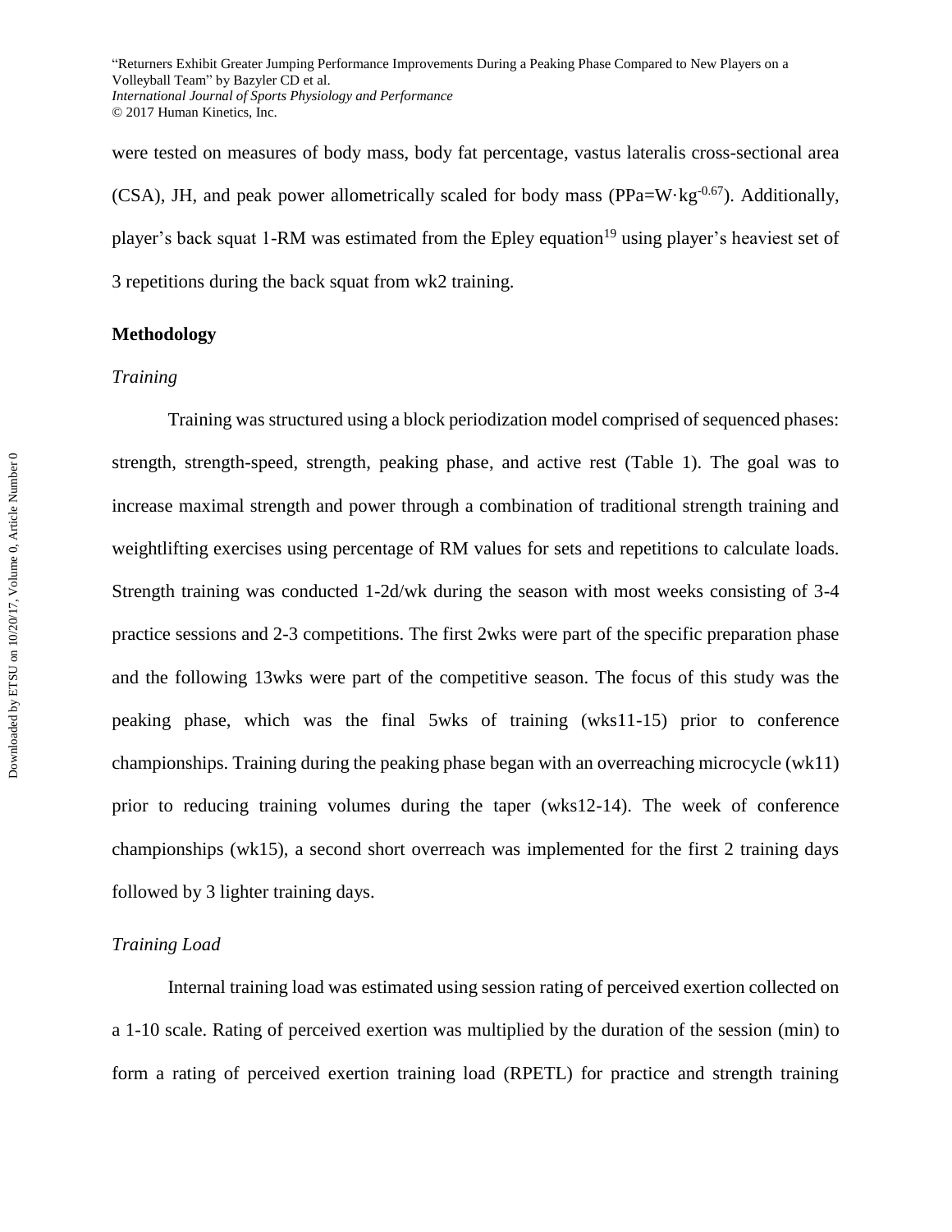were tested on measures of body mass, body fat percentage, vastus lateralis cross-sectional area (CSA), JH, and peak power allometrically scaled for body mass ($PPa=W \cdot kg^{-0.67}$). Additionally, player's back squat 1-RM was estimated from the Epley equation[19] using player's heaviest set of 3 repetitions during the back squat from wk2 training.

## Methodology

### *Training*

Training was structured using a block periodization model comprised of sequenced phases: strength, strength-speed, strength, peaking phase, and active rest (Table 1). The goal was to increase maximal strength and power through a combination of traditional strength training and weightlifting exercises using percentage of RM values for sets and repetitions to calculate loads. Strength training was conducted 1-2d/wk during the season with most weeks consisting of 3-4 practice sessions and 2-3 competitions. The first 2wks were part of the specific preparation phase and the following 13wks were part of the competitive season. The focus of this study was the peaking phase, which was the final 5wks of training (wks11-15) prior to conference championships. Training during the peaking phase began with an overreaching microcycle (wk11) prior to reducing training volumes during the taper (wks12-14). The week of conference championships (wk15), a second short overreach was implemented for the first 2 training days followed by 3 lighter training days.

### *Training Load*

Internal training load was estimated using session rating of perceived exertion collected on a 1-10 scale. Rating of perceived exertion was multiplied by the duration of the session (min) to form a rating of perceived exertion training load (RPETL) for practice and strength training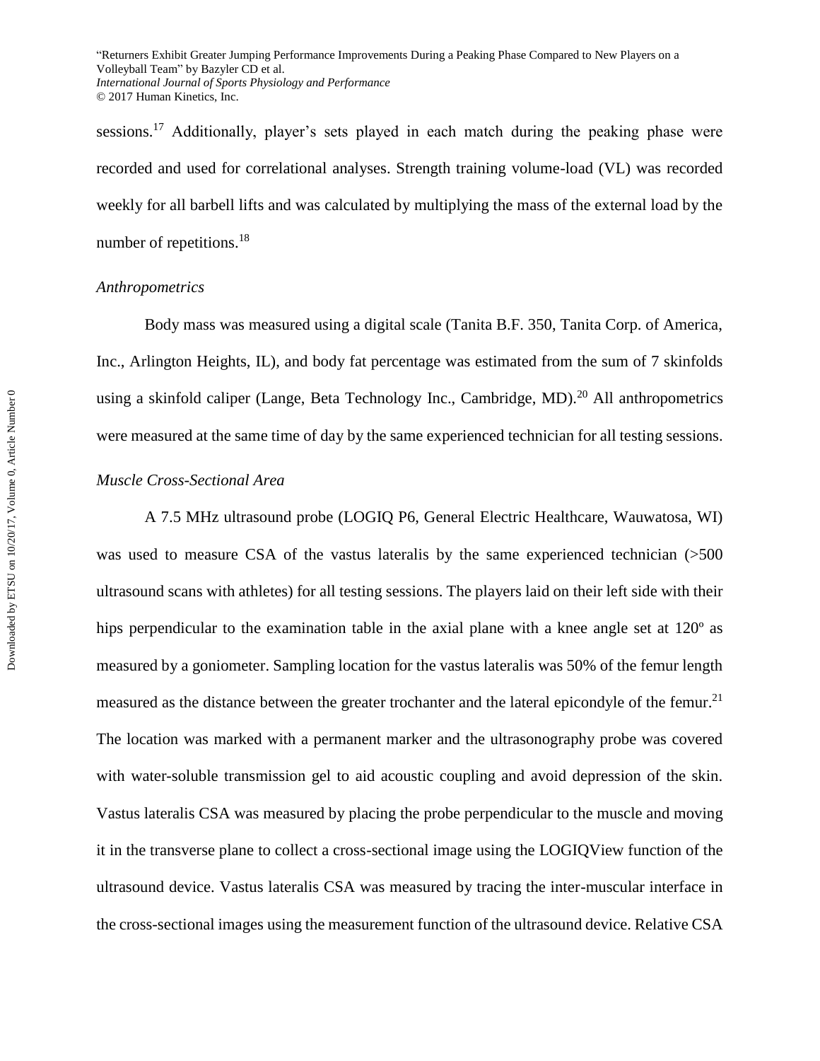sessions.[17] Additionally, player's sets played in each match during the peaking phase were recorded and used for correlational analyses. Strength training volume-load (VL) was recorded weekly for all barbell lifts and was calculated by multiplying the mass of the external load by the number of repetitions.[18]

### *Anthropometrics*

Body mass was measured using a digital scale (Tanita B.F. 350, Tanita Corp. of America, Inc., Arlington Heights, IL), and body fat percentage was estimated from the sum of 7 skinfolds using a skinfold caliper (Lange, Beta Technology Inc., Cambridge, MD).[20] All anthropometrics were measured at the same time of day by the same experienced technician for all testing sessions.

### *Muscle Cross-Sectional Area*

A 7.5 MHz ultrasound probe (LOGIQ P6, General Electric Healthcare, Wauwatosa, WI) was used to measure CSA of the vastus lateralis by the same experienced technician (>500 ultrasound scans with athletes) for all testing sessions. The players laid on their left side with their hips perpendicular to the examination table in the axial plane with a knee angle set at 120º as measured by a goniometer. Sampling location for the vastus lateralis was 50% of the femur length measured as the distance between the greater trochanter and the lateral epicondyle of the femur.[21] The location was marked with a permanent marker and the ultrasonography probe was covered with water-soluble transmission gel to aid acoustic coupling and avoid depression of the skin. Vastus lateralis CSA was measured by placing the probe perpendicular to the muscle and moving it in the transverse plane to collect a cross-sectional image using the LOGIQView function of the ultrasound device. Vastus lateralis CSA was measured by tracing the inter-muscular interface in the cross-sectional images using the measurement function of the ultrasound device. Relative CSA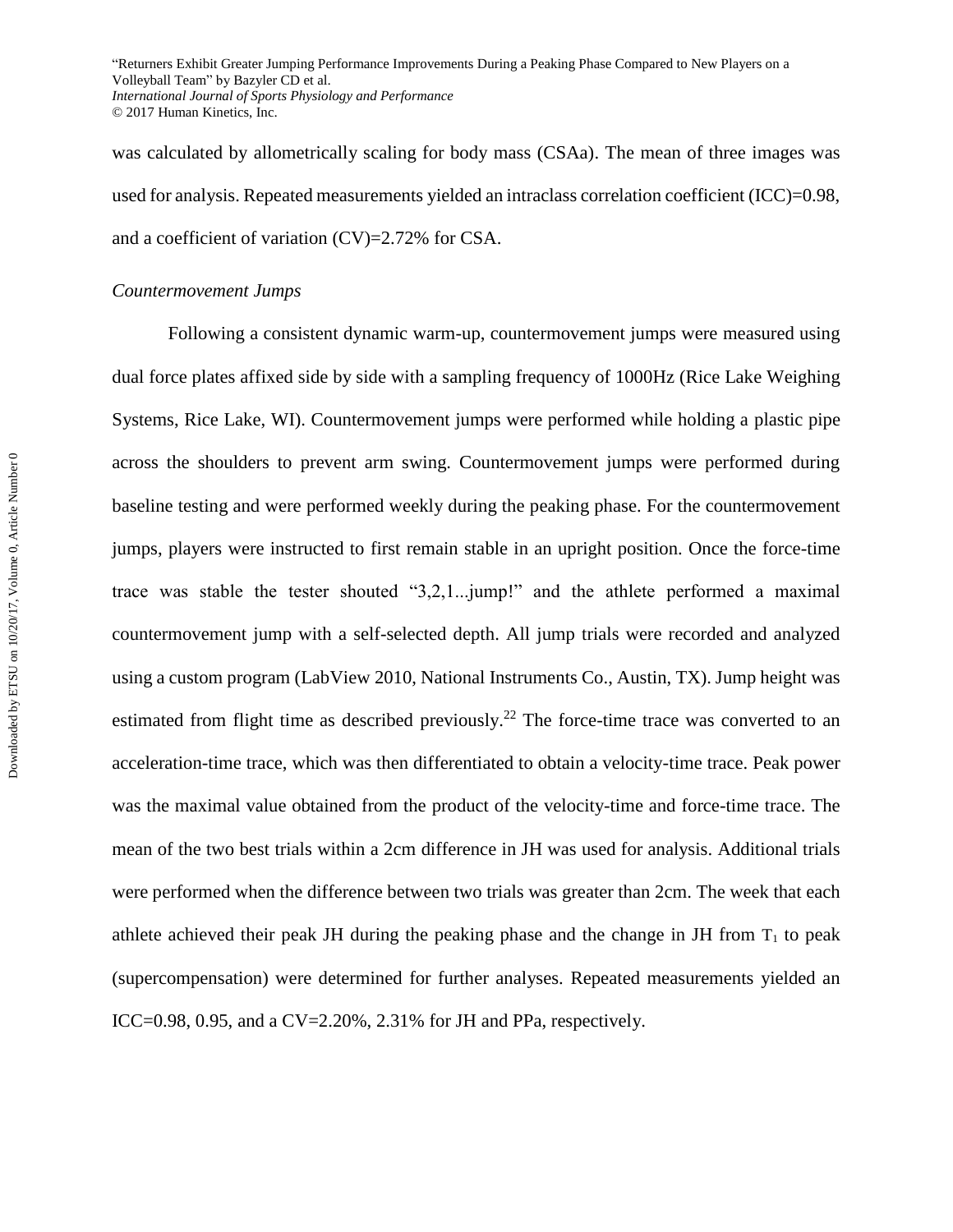was calculated by allometrically scaling for body mass (CSAa). The mean of three images was used for analysis. Repeated measurements yielded an intraclass correlation coefficient (ICC)=0.98, and a coefficient of variation (CV)=2.72% for CSA.

*Countermovement Jumps*

Following a consistent dynamic warm-up, countermovement jumps were measured using dual force plates affixed side by side with a sampling frequency of 1000Hz (Rice Lake Weighing Systems, Rice Lake, WI). Countermovement jumps were performed while holding a plastic pipe across the shoulders to prevent arm swing. Countermovement jumps were performed during baseline testing and were performed weekly during the peaking phase. For the countermovement jumps, players were instructed to first remain stable in an upright position. Once the force-time trace was stable the tester shouted "3,2,1...jump!" and the athlete performed a maximal countermovement jump with a self-selected depth. All jump trials were recorded and analyzed using a custom program (LabView 2010, National Instruments Co., Austin, TX). Jump height was estimated from flight time as described previously.[22] The force-time trace was converted to an acceleration-time trace, which was then differentiated to obtain a velocity-time trace. Peak power was the maximal value obtained from the product of the velocity-time and force-time trace. The mean of the two best trials within a 2cm difference in JH was used for analysis. Additional trials were performed when the difference between two trials was greater than 2cm. The week that each athlete achieved their peak JH during the peaking phase and the change in JH from $T_1$ to peak (supercompensation) were determined for further analyses. Repeated measurements yielded an ICC=0.98, 0.95, and a CV=2.20%, 2.31% for JH and PPa, respectively.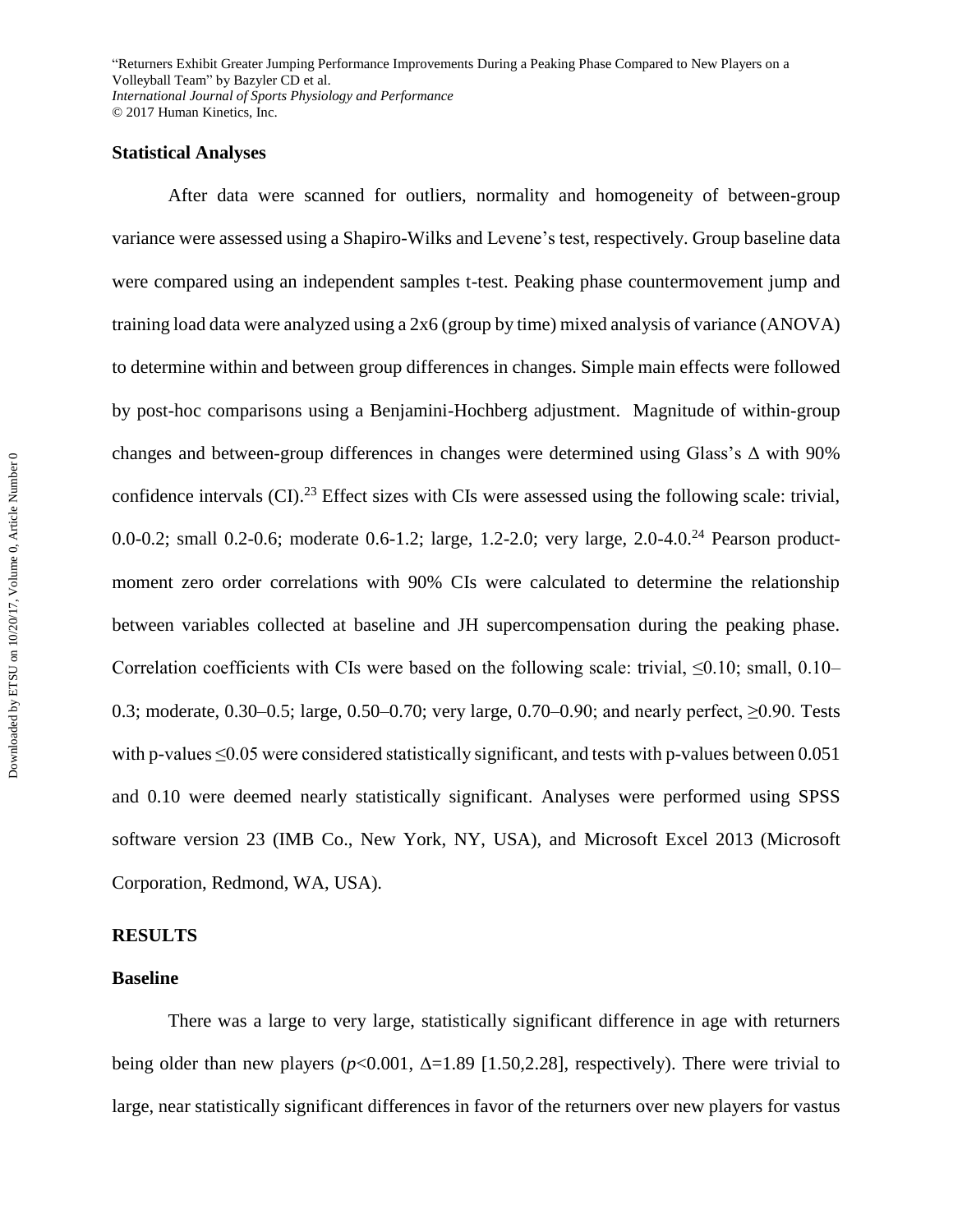## Statistical Analyses

After data were scanned for outliers, normality and homogeneity of between-group variance were assessed using a Shapiro-Wilks and Levene's test, respectively. Group baseline data were compared using an independent samples t-test. Peaking phase countermovement jump and training load data were analyzed using a 2x6 (group by time) mixed analysis of variance (ANOVA) to determine within and between group differences in changes. Simple main effects were followed by post-hoc comparisons using a Benjamini-Hochberg adjustment. Magnitude of within-group changes and between-group differences in changes were determined using Glass's $\Delta$ with 90% confidence intervals (CI).[23] Effect sizes with CIs were assessed using the following scale: trivial, 0.0-0.2; small 0.2-0.6; moderate 0.6-1.2; large, 1.2-2.0; very large, 2.0-4.0.[24] Pearson product-moment zero order correlations with 90% CIs were calculated to determine the relationship between variables collected at baseline and JH supercompensation during the peaking phase. Correlation coefficients with CIs were based on the following scale: trivial, $\leq$0.10; small, 0.10–0.3; moderate, 0.30–0.5; large, 0.50–0.70; very large, 0.70–0.90; and nearly perfect, $\geq$0.90. Tests with p-values $\leq$0.05 were considered statistically significant, and tests with p-values between 0.051 and 0.10 were deemed nearly statistically significant. Analyses were performed using SPSS software version 23 (IMB Co., New York, NY, USA), and Microsoft Excel 2013 (Microsoft Corporation, Redmond, WA, USA).

## RESULTS

### Baseline

There was a large to very large, statistically significant difference in age with returners being older than new players ($p<0.001$, $\Delta=1.89$ [1.50,2.28], respectively). There were trivial to large, near statistically significant differences in favor of the returners over new players for vastus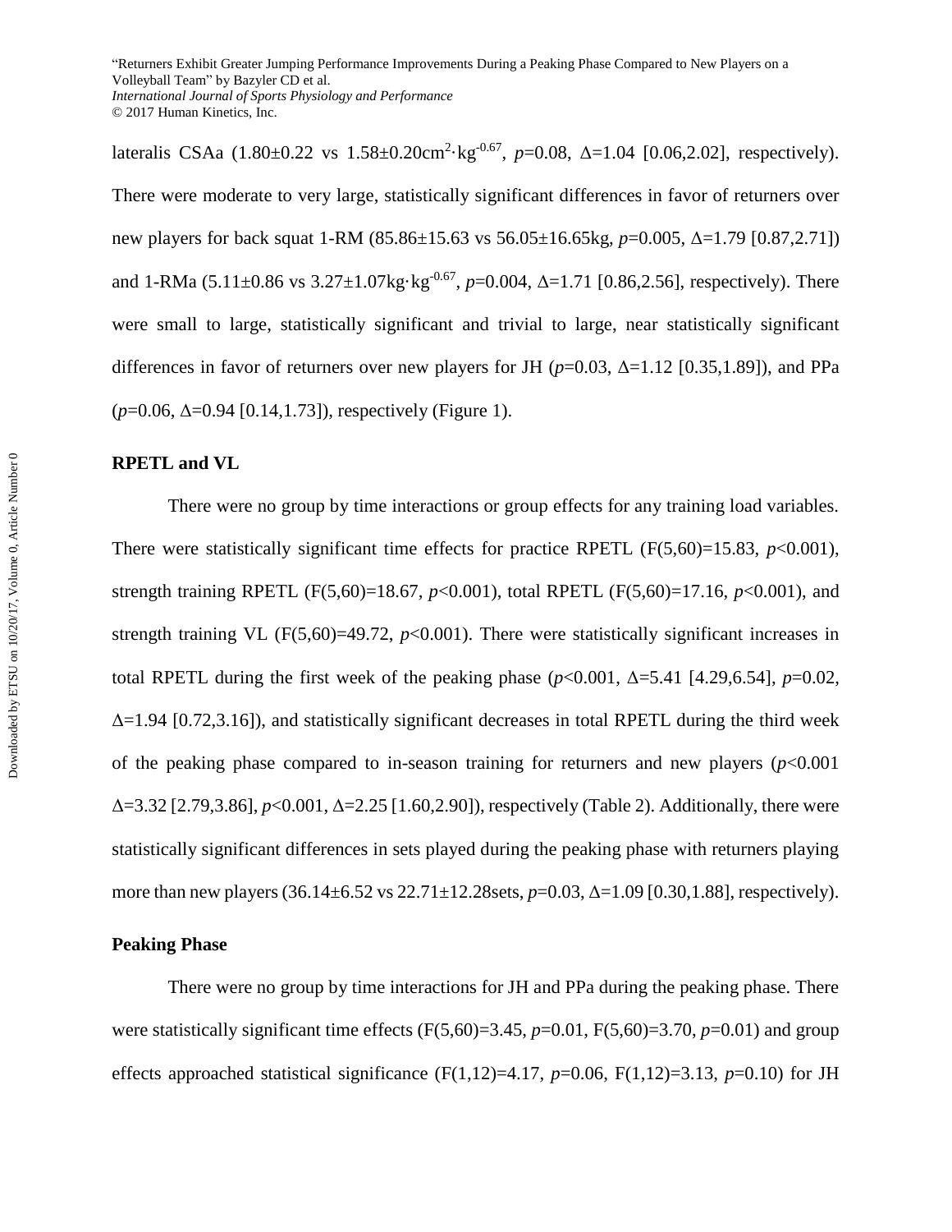lateralis CSAa (1.80±0.22 vs 1.58±0.20cm$^{2}$·kg$^{-0.67}$, $p$=0.08, Δ=1.04 [0.06,2.02], respectively). There were moderate to very large, statistically significant differences in favor of returners over new players for back squat 1-RM (85.86±15.63 vs 56.05±16.65kg, $p$=0.005, Δ=1.79 [0.87,2.71]) and 1-RMa (5.11±0.86 vs 3.27±1.07kg·kg$^{-0.67}$, $p$=0.004, Δ=1.71 [0.86,2.56], respectively). There were small to large, statistically significant and trivial to large, near statistically significant differences in favor of returners over new players for JH ($p$=0.03, Δ=1.12 [0.35,1.89]), and PPa ($p$=0.06, Δ=0.94 [0.14,1.73]), respectively (Figure 1).

## RPETL and VL

There were no group by time interactions or group effects for any training load variables. There were statistically significant time effects for practice RPETL ($F(5,60)$=15.83, $p$<0.001), strength training RPETL ($F(5,60)$=18.67, $p$<0.001), total RPETL ($F(5,60)$=17.16, $p$<0.001), and strength training VL ($F(5,60)$=49.72, $p$<0.001). There were statistically significant increases in total RPETL during the first week of the peaking phase ($p$<0.001, Δ=5.41 [4.29,6.54], $p$=0.02, Δ=1.94 [0.72,3.16]), and statistically significant decreases in total RPETL during the third week of the peaking phase compared to in-season training for returners and new players ($p$<0.001 Δ=3.32 [2.79,3.86], $p$<0.001, Δ=2.25 [1.60,2.90]), respectively (Table 2). Additionally, there were statistically significant differences in sets played during the peaking phase with returners playing more than new players (36.14±6.52 vs 22.71±12.28sets, $p$=0.03, Δ=1.09 [0.30,1.88], respectively).

## Peaking Phase

There were no group by time interactions for JH and PPa during the peaking phase. There were statistically significant time effects ($F(5,60)$=3.45, $p$=0.01, $F(5,60)$=3.70, $p$=0.01) and group effects approached statistical significance ($F(1,12)$=4.17, $p$=0.06, $F(1,12)$=3.13, $p$=0.10) for JH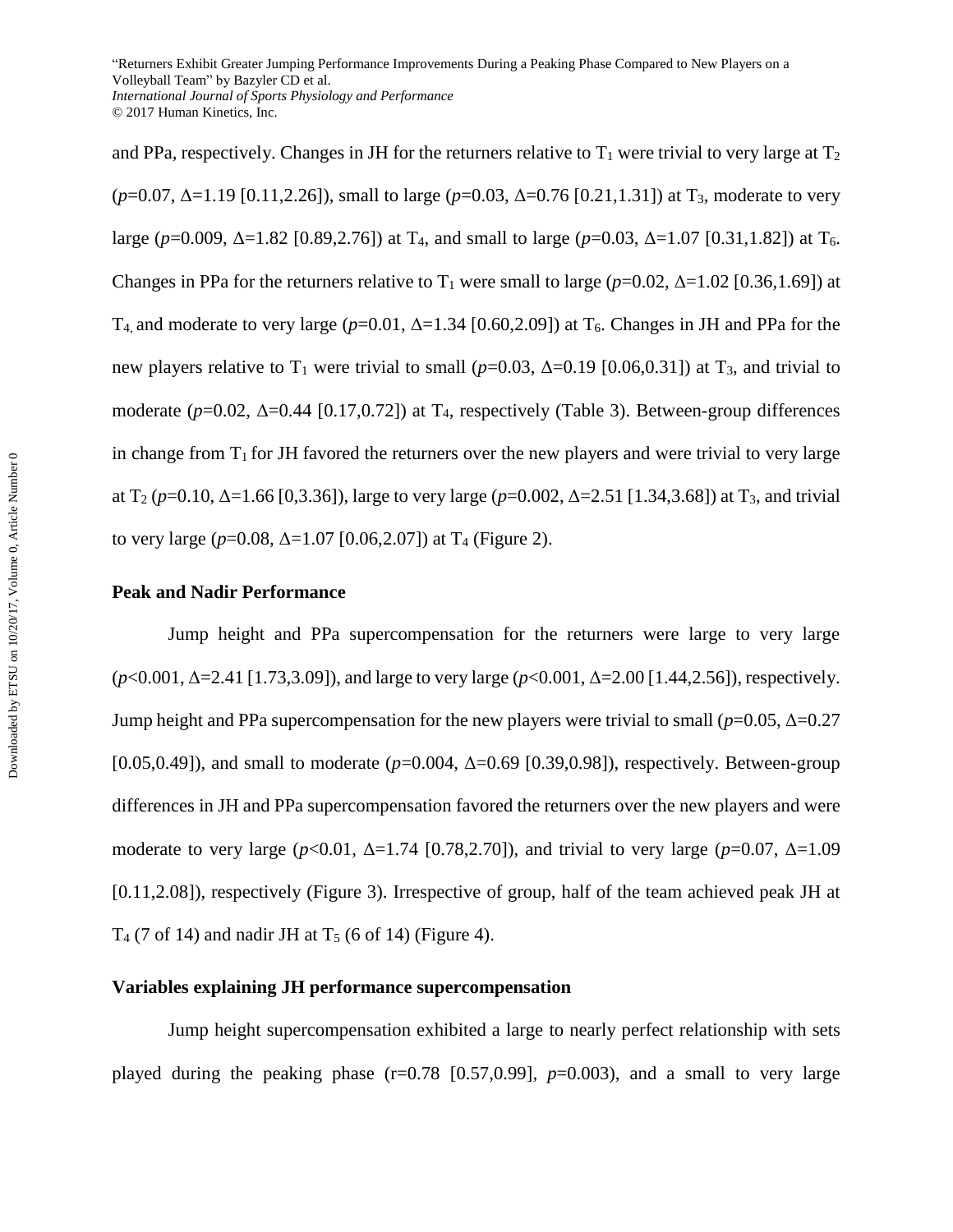and PPa, respectively. Changes in JH for the returners relative to $T_1$ were trivial to very large at $T_2$ ($p$=0.07, $\Delta$=1.19 [0.11,2.26]), small to large ($p$=0.03, $\Delta$=0.76 [0.21,1.31]) at $T_3$, moderate to very large ($p$=0.009, $\Delta$=1.82 [0.89,2.76]) at $T_4$, and small to large ($p$=0.03, $\Delta$=1.07 [0.31,1.82]) at $T_6$. Changes in PPa for the returners relative to $T_1$ were small to large ($p$=0.02, $\Delta$=1.02 [0.36,1.69]) at $T_4$, and moderate to very large ($p$=0.01, $\Delta$=1.34 [0.60,2.09]) at $T_6$. Changes in JH and PPa for the new players relative to $T_1$ were trivial to small ($p$=0.03, $\Delta$=0.19 [0.06,0.31]) at $T_3$, and trivial to moderate ($p$=0.02, $\Delta$=0.44 [0.17,0.72]) at $T_4$, respectively (Table 3). Between-group differences in change from $T_1$ for JH favored the returners over the new players and were trivial to very large at $T_2$ ($p$=0.10, $\Delta$=1.66 [0,3.36]), large to very large ($p$=0.002, $\Delta$=2.51 [1.34,3.68]) at $T_3$, and trivial to very large ($p$=0.08, $\Delta$=1.07 [0.06,2.07]) at $T_4$ (Figure 2).

**Peak and Nadir Performance**

Jump height and PPa supercompensation for the returners were large to very large ($p$<0.001, $\Delta$=2.41 [1.73,3.09]), and large to very large ($p$<0.001, $\Delta$=2.00 [1.44,2.56]), respectively. Jump height and PPa supercompensation for the new players were trivial to small ($p$=0.05, $\Delta$=0.27 [0.05,0.49]), and small to moderate ($p$=0.004, $\Delta$=0.69 [0.39,0.98]), respectively. Between-group differences in JH and PPa supercompensation favored the returners over the new players and were moderate to very large ($p$<0.01, $\Delta$=1.74 [0.78,2.70]), and trivial to very large ($p$=0.07, $\Delta$=1.09 [0.11,2.08]), respectively (Figure 3). Irrespective of group, half of the team achieved peak JH at $T_4$ (7 of 14) and nadir JH at $T_5$ (6 of 14) (Figure 4).

**Variables explaining JH performance supercompensation**

Jump height supercompensation exhibited a large to nearly perfect relationship with sets played during the peaking phase (r=0.78 [0.57,0.99], $p$=0.003), and a small to very large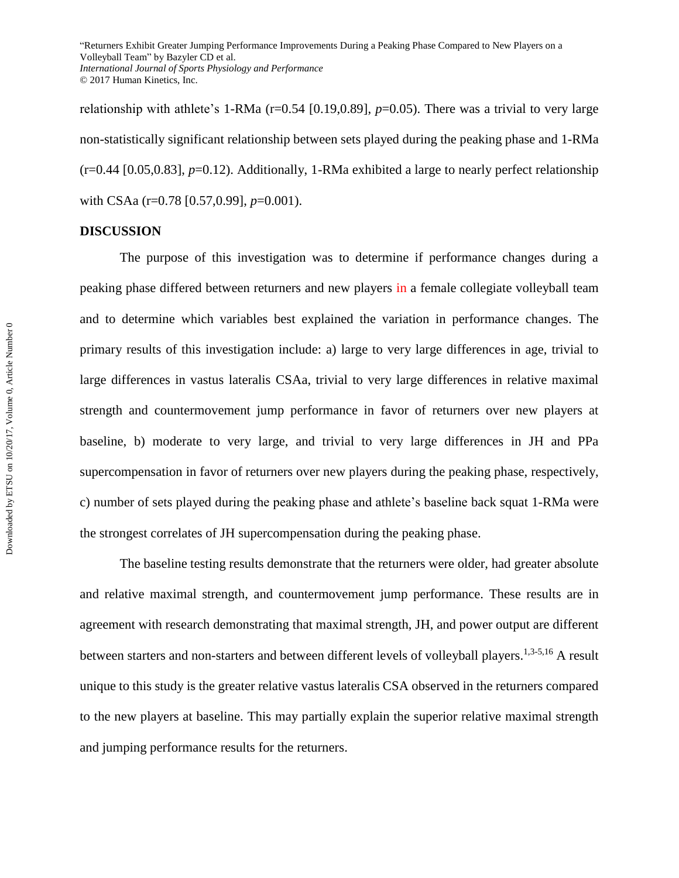relationship with athlete's 1-RMa (r=0.54 [0.19,0.89], *p*=0.05). There was a trivial to very large non-statistically significant relationship between sets played during the peaking phase and 1-RMa (r=0.44 [0.05,0.83], *p*=0.12). Additionally, 1-RMa exhibited a large to nearly perfect relationship with CSAa (r=0.78 [0.57,0.99], *p*=0.001).

## DISCUSSION

The purpose of this investigation was to determine if performance changes during a peaking phase differed between returners and new players in a female collegiate volleyball team and to determine which variables best explained the variation in performance changes. The primary results of this investigation include: a) large to very large differences in age, trivial to large differences in vastus lateralis CSAa, trivial to very large differences in relative maximal strength and countermovement jump performance in favor of returners over new players at baseline, b) moderate to very large, and trivial to very large differences in JH and PPa supercompensation in favor of returners over new players during the peaking phase, respectively, c) number of sets played during the peaking phase and athlete's baseline back squat 1-RMa were the strongest correlates of JH supercompensation during the peaking phase.

The baseline testing results demonstrate that the returners were older, had greater absolute and relative maximal strength, and countermovement jump performance. These results are in agreement with research demonstrating that maximal strength, JH, and power output are different between starters and non-starters and between different levels of volleyball players.[1,3-5,16] A result unique to this study is the greater relative vastus lateralis CSA observed in the returners compared to the new players at baseline. This may partially explain the superior relative maximal strength and jumping performance results for the returners.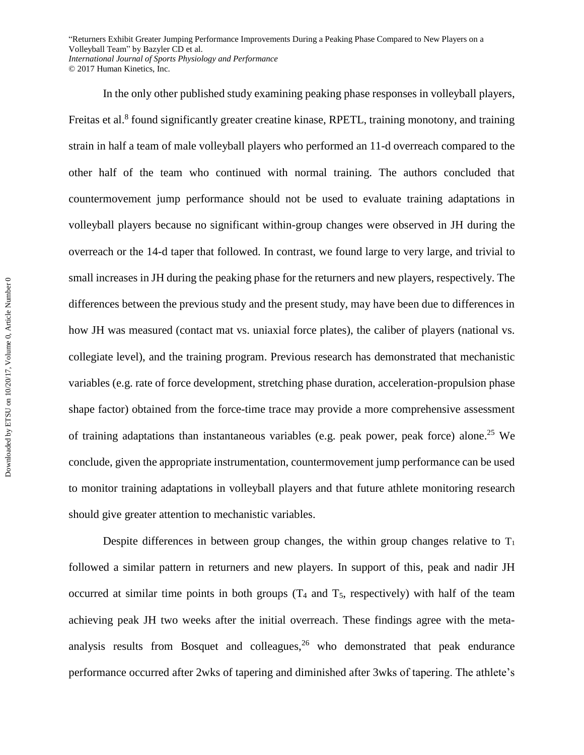In the only other published study examining peaking phase responses in volleyball players, Freitas et al.[8] found significantly greater creatine kinase, RPETL, training monotony, and training strain in half a team of male volleyball players who performed an 11-d overreach compared to the other half of the team who continued with normal training. The authors concluded that countermovement jump performance should not be used to evaluate training adaptations in volleyball players because no significant within-group changes were observed in JH during the overreach or the 14-d taper that followed. In contrast, we found large to very large, and trivial to small increases in JH during the peaking phase for the returners and new players, respectively. The differences between the previous study and the present study, may have been due to differences in how JH was measured (contact mat vs. uniaxial force plates), the caliber of players (national vs. collegiate level), and the training program. Previous research has demonstrated that mechanistic variables (e.g. rate of force development, stretching phase duration, acceleration-propulsion phase shape factor) obtained from the force-time trace may provide a more comprehensive assessment of training adaptations than instantaneous variables (e.g. peak power, peak force) alone.[25] We conclude, given the appropriate instrumentation, countermovement jump performance can be used to monitor training adaptations in volleyball players and that future athlete monitoring research should give greater attention to mechanistic variables.

Despite differences in between group changes, the within group changes relative to $T_1$ followed a similar pattern in returners and new players. In support of this, peak and nadir JH occurred at similar time points in both groups ($T_4$ and $T_5$, respectively) with half of the team achieving peak JH two weeks after the initial overreach. These findings agree with the meta-analysis results from Bosquet and colleagues,[26] who demonstrated that peak endurance performance occurred after 2wks of tapering and diminished after 3wks of tapering. The athlete's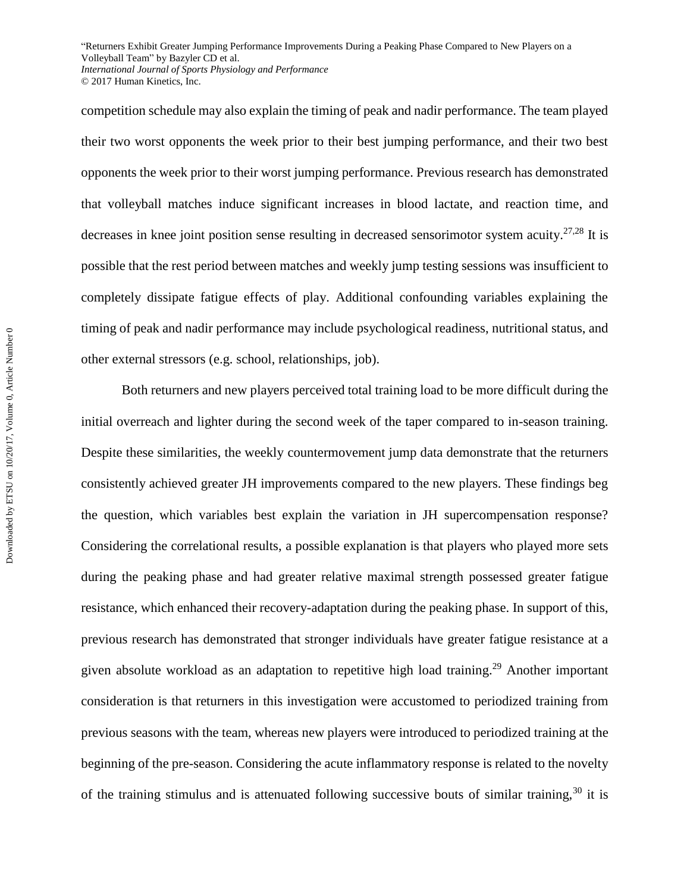competition schedule may also explain the timing of peak and nadir performance. The team played their two worst opponents the week prior to their best jumping performance, and their two best opponents the week prior to their worst jumping performance. Previous research has demonstrated that volleyball matches induce significant increases in blood lactate, and reaction time, and decreases in knee joint position sense resulting in decreased sensorimotor system acuity.[27,28] It is possible that the rest period between matches and weekly jump testing sessions was insufficient to completely dissipate fatigue effects of play. Additional confounding variables explaining the timing of peak and nadir performance may include psychological readiness, nutritional status, and other external stressors (e.g. school, relationships, job).

Both returners and new players perceived total training load to be more difficult during the initial overreach and lighter during the second week of the taper compared to in-season training. Despite these similarities, the weekly countermovement jump data demonstrate that the returners consistently achieved greater JH improvements compared to the new players. These findings beg the question, which variables best explain the variation in JH supercompensation response? Considering the correlational results, a possible explanation is that players who played more sets during the peaking phase and had greater relative maximal strength possessed greater fatigue resistance, which enhanced their recovery-adaptation during the peaking phase. In support of this, previous research has demonstrated that stronger individuals have greater fatigue resistance at a given absolute workload as an adaptation to repetitive high load training.[29] Another important consideration is that returners in this investigation were accustomed to periodized training from previous seasons with the team, whereas new players were introduced to periodized training at the beginning of the pre-season. Considering the acute inflammatory response is related to the novelty of the training stimulus and is attenuated following successive bouts of similar training,[30] it is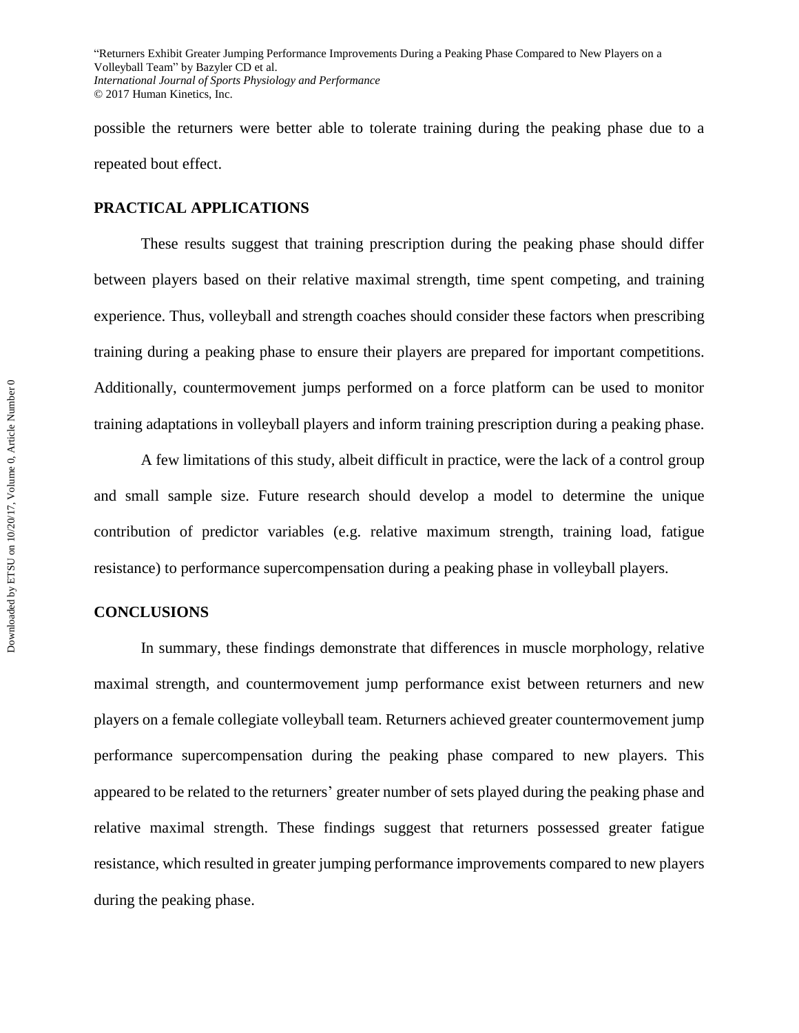possible the returners were better able to tolerate training during the peaking phase due to a repeated bout effect.

## PRACTICAL APPLICATIONS

These results suggest that training prescription during the peaking phase should differ between players based on their relative maximal strength, time spent competing, and training experience. Thus, volleyball and strength coaches should consider these factors when prescribing training during a peaking phase to ensure their players are prepared for important competitions. Additionally, countermovement jumps performed on a force platform can be used to monitor training adaptations in volleyball players and inform training prescription during a peaking phase.

A few limitations of this study, albeit difficult in practice, were the lack of a control group and small sample size. Future research should develop a model to determine the unique contribution of predictor variables (e.g. relative maximum strength, training load, fatigue resistance) to performance supercompensation during a peaking phase in volleyball players.

## CONCLUSIONS

In summary, these findings demonstrate that differences in muscle morphology, relative maximal strength, and countermovement jump performance exist between returners and new players on a female collegiate volleyball team. Returners achieved greater countermovement jump performance supercompensation during the peaking phase compared to new players. This appeared to be related to the returners' greater number of sets played during the peaking phase and relative maximal strength. These findings suggest that returners possessed greater fatigue resistance, which resulted in greater jumping performance improvements compared to new players during the peaking phase.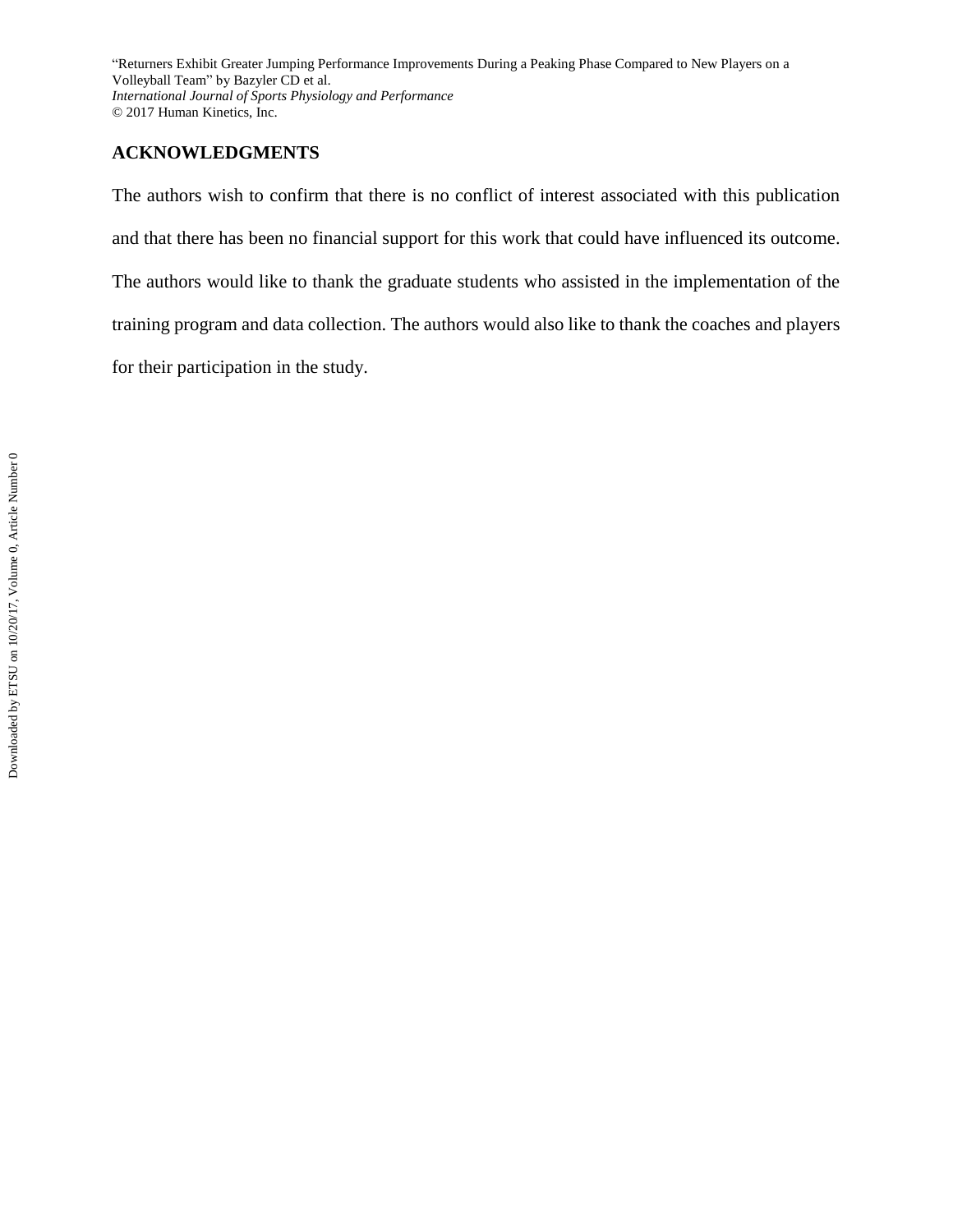## ACKNOWLEDGMENTS

The authors wish to confirm that there is no conflict of interest associated with this publication and that there has been no financial support for this work that could have influenced its outcome. The authors would like to thank the graduate students who assisted in the implementation of the training program and data collection. The authors would also like to thank the coaches and players for their participation in the study.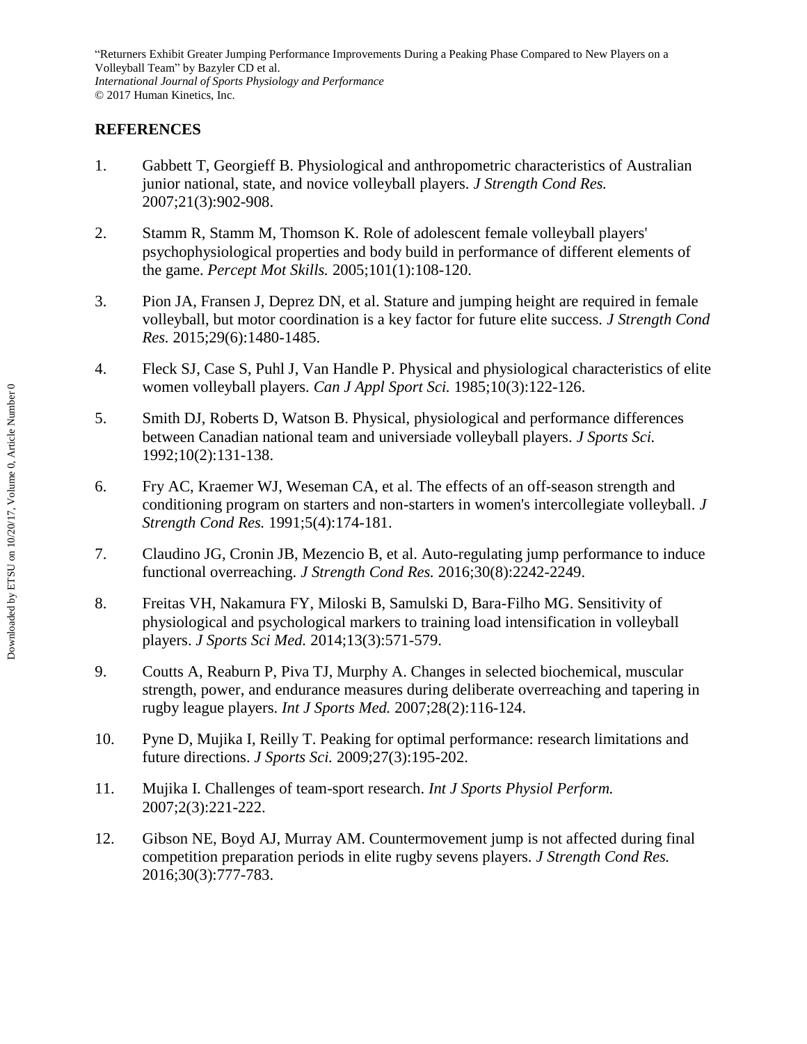## REFERENCES

1. Gabbett T, Georgieff B. Physiological and anthropometric characteristics of Australian junior national, state, and novice volleyball players. *J Strength Cond Res.* 2007;21(3):902-908.
2. Stamm R, Stamm M, Thomson K. Role of adolescent female volleyball players' psychophysiological properties and body build in performance of different elements of the game. *Percept Mot Skills.* 2005;101(1):108-120.
3. Pion JA, Fransen J, Deprez DN, et al. Stature and jumping height are required in female volleyball, but motor coordination is a key factor for future elite success. *J Strength Cond Res.* 2015;29(6):1480-1485.
4. Fleck SJ, Case S, Puhl J, Van Handle P. Physical and physiological characteristics of elite women volleyball players. *Can J Appl Sport Sci.* 1985;10(3):122-126.
5. Smith DJ, Roberts D, Watson B. Physical, physiological and performance differences between Canadian national team and universiade volleyball players. *J Sports Sci.* 1992;10(2):131-138.
6. Fry AC, Kraemer WJ, Weseman CA, et al. The effects of an off-season strength and conditioning program on starters and non-starters in women's intercollegiate volleyball. *J Strength Cond Res.* 1991;5(4):174-181.
7. Claudino JG, Cronin JB, Mezencio B, et al. Auto-regulating jump performance to induce functional overreaching. *J Strength Cond Res.* 2016;30(8):2242-2249.
8. Freitas VH, Nakamura FY, Miloski B, Samulski D, Bara-Filho MG. Sensitivity of physiological and psychological markers to training load intensification in volleyball players. *J Sports Sci Med.* 2014;13(3):571-579.
9. Coutts A, Reaburn P, Piva TJ, Murphy A. Changes in selected biochemical, muscular strength, power, and endurance measures during deliberate overreaching and tapering in rugby league players. *Int J Sports Med.* 2007;28(2):116-124.
10. Pyne D, Mujika I, Reilly T. Peaking for optimal performance: research limitations and future directions. *J Sports Sci.* 2009;27(3):195-202.
11. Mujika I. Challenges of team-sport research. *Int J Sports Physiol Perform.* 2007;2(3):221-222.
12. Gibson NE, Boyd AJ, Murray AM. Countermovement jump is not affected during final competition preparation periods in elite rugby sevens players. *J Strength Cond Res.* 2016;30(3):777-783.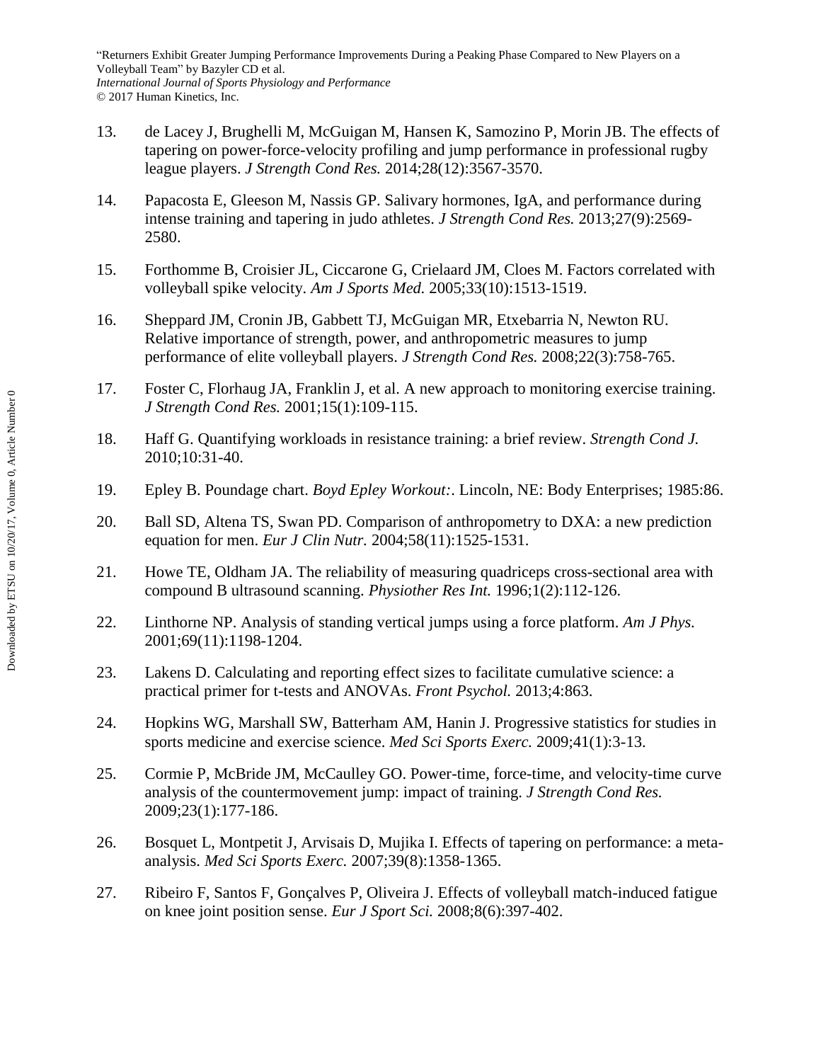13. de Lacey J, Brughelli M, McGuigan M, Hansen K, Samozino P, Morin JB. The effects of tapering on power-force-velocity profiling and jump performance in professional rugby league players. *J Strength Cond Res.* 2014;28(12):3567-3570.

14. Papacosta E, Gleeson M, Nassis GP. Salivary hormones, IgA, and performance during intense training and tapering in judo athletes. *J Strength Cond Res.* 2013;27(9):2569-2580.

15. Forthomme B, Croisier JL, Ciccarone G, Crielaard JM, Cloes M. Factors correlated with volleyball spike velocity. *Am J Sports Med.* 2005;33(10):1513-1519.

16. Sheppard JM, Cronin JB, Gabbett TJ, McGuigan MR, Etxebarria N, Newton RU. Relative importance of strength, power, and anthropometric measures to jump performance of elite volleyball players. *J Strength Cond Res.* 2008;22(3):758-765.

17. Foster C, Florhaug JA, Franklin J, et al. A new approach to monitoring exercise training. *J Strength Cond Res.* 2001;15(1):109-115.

18. Haff G. Quantifying workloads in resistance training: a brief review. *Strength Cond J.* 2010;10:31-40.

19. Epley B. Poundage chart. *Boyd Epley Workout:*. Lincoln, NE: Body Enterprises; 1985:86.

20. Ball SD, Altena TS, Swan PD. Comparison of anthropometry to DXA: a new prediction equation for men. *Eur J Clin Nutr.* 2004;58(11):1525-1531.

21. Howe TE, Oldham JA. The reliability of measuring quadriceps cross-sectional area with compound B ultrasound scanning. *Physiother Res Int.* 1996;1(2):112-126.

22. Linthorne NP. Analysis of standing vertical jumps using a force platform. *Am J Phys.* 2001;69(11):1198-1204.

23. Lakens D. Calculating and reporting effect sizes to facilitate cumulative science: a practical primer for t-tests and ANOVAs. *Front Psychol.* 2013;4:863.

24. Hopkins WG, Marshall SW, Batterham AM, Hanin J. Progressive statistics for studies in sports medicine and exercise science. *Med Sci Sports Exerc.* 2009;41(1):3-13.

25. Cormie P, McBride JM, McCaulley GO. Power-time, force-time, and velocity-time curve analysis of the countermovement jump: impact of training. *J Strength Cond Res.* 2009;23(1):177-186.

26. Bosquet L, Montpetit J, Arvisais D, Mujika I. Effects of tapering on performance: a meta-analysis. *Med Sci Sports Exerc.* 2007;39(8):1358-1365.

27. Ribeiro F, Santos F, Gonçalves P, Oliveira J. Effects of volleyball match-induced fatigue on knee joint position sense. *Eur J Sport Sci.* 2008;8(6):397-402.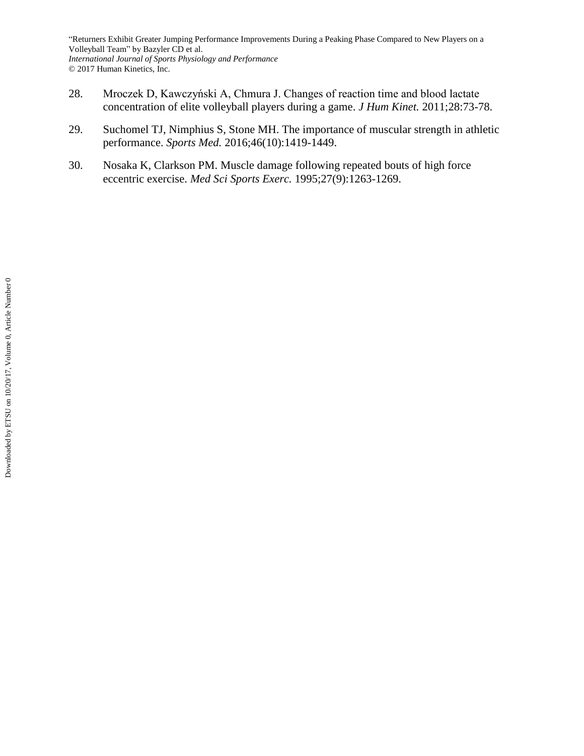28. Mroczek D, Kawczyński A, Chmura J. Changes of reaction time and blood lactate concentration of elite volleyball players during a game. *J Hum Kinet.* 2011;28:73-78.

29. Suchomel TJ, Nimphius S, Stone MH. The importance of muscular strength in athletic performance. *Sports Med.* 2016;46(10):1419-1449.

30. Nosaka K, Clarkson PM. Muscle damage following repeated bouts of high force eccentric exercise. *Med Sci Sports Exerc.* 1995;27(9):1263-1269.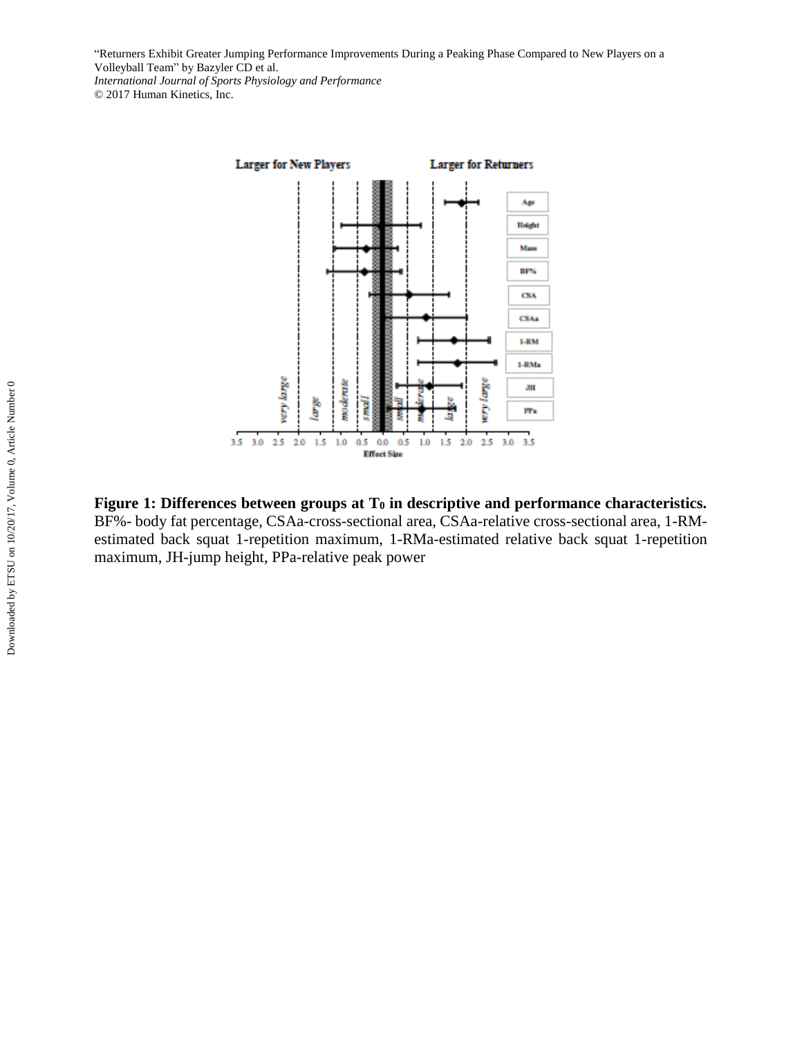**Figure 1: Differences between groups at $T_0$ in descriptive and performance characteristics.** BF%- body fat percentage, CSAa-cross-sectional area, CSAa-relative cross-sectional area, 1-RM-estimated back squat 1-repetition maximum, 1-RMa-estimated relative back squat 1-repetition maximum, JH-jump height, PPa-relative peak power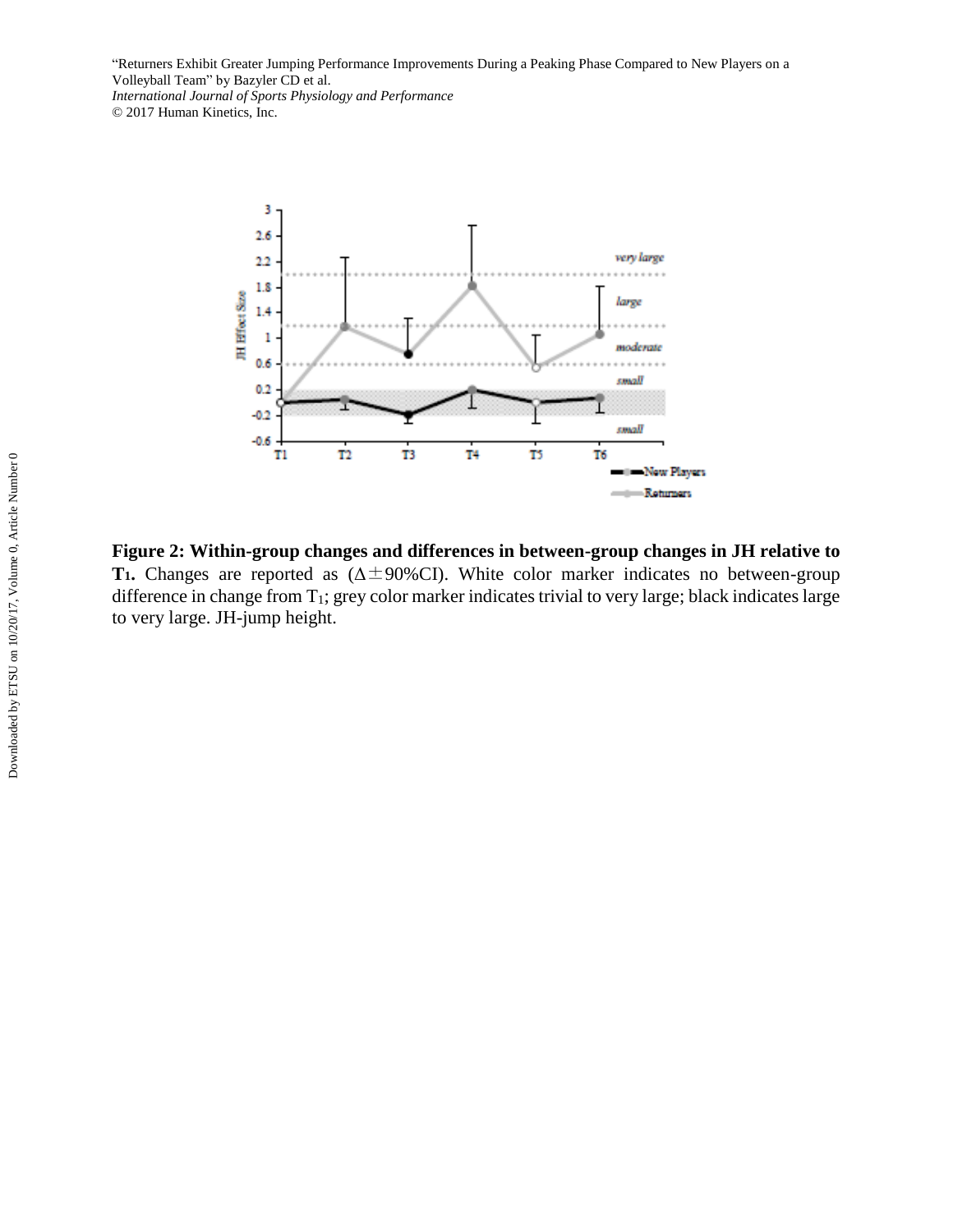**Figure 2: Within-group changes and differences in between-group changes in JH relative to $T_1$.** Changes are reported as ($\Delta \pm$90%CI). White color marker indicates no between-group difference in change from $T_1$; grey color marker indicates trivial to very large; black indicates large to very large. JH-jump height.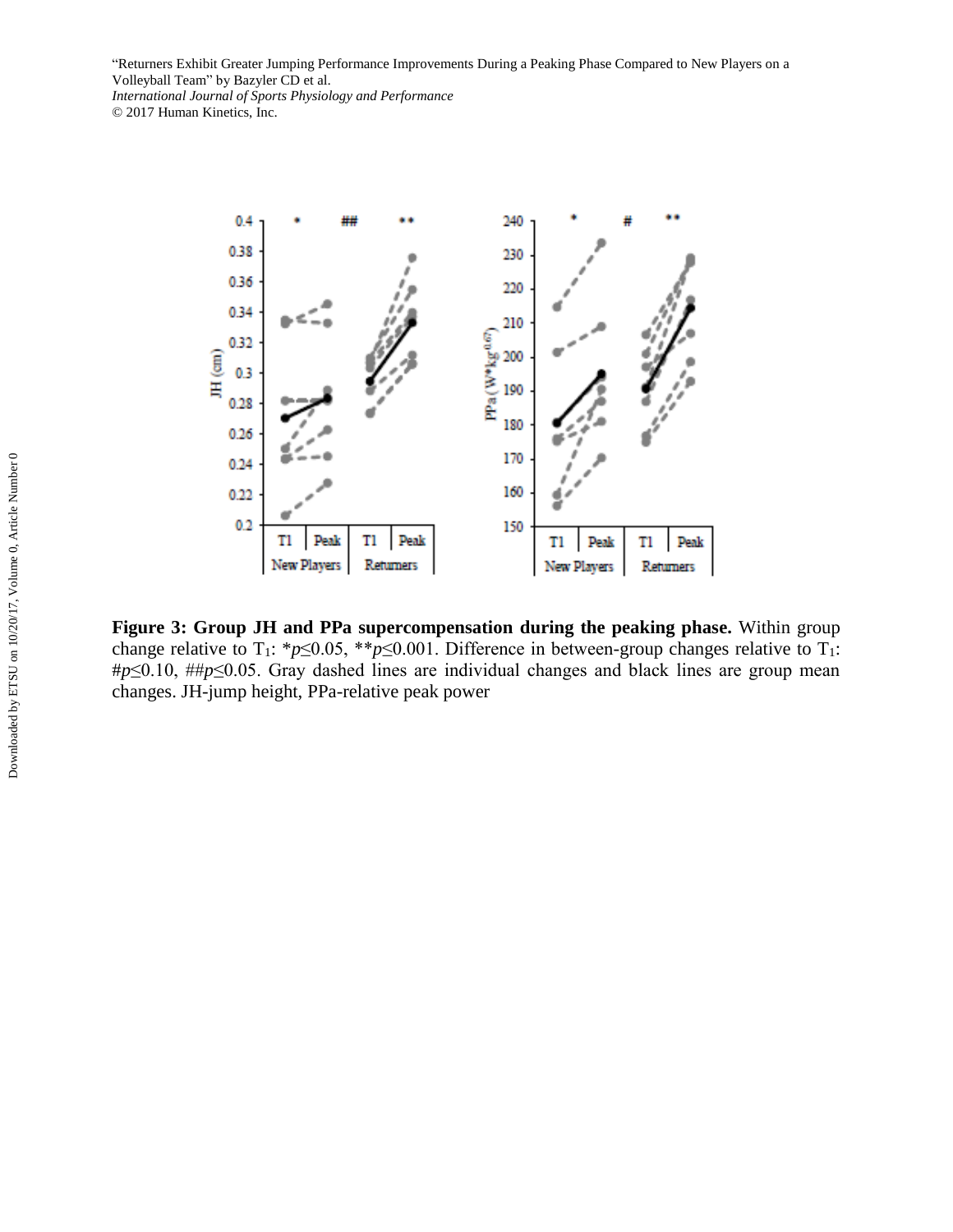**Figure 3: Group JH and PPa supercompensation during the peaking phase.** Within group change relative to $T_1$: *$p \leq 0.05$, **$p \leq 0.001$. Difference in between-group changes relative to $T_1$: #$p \leq 0.10$, ##$p \leq 0.05$. Gray dashed lines are individual changes and black lines are group mean changes. JH-jump height, PPa-relative peak power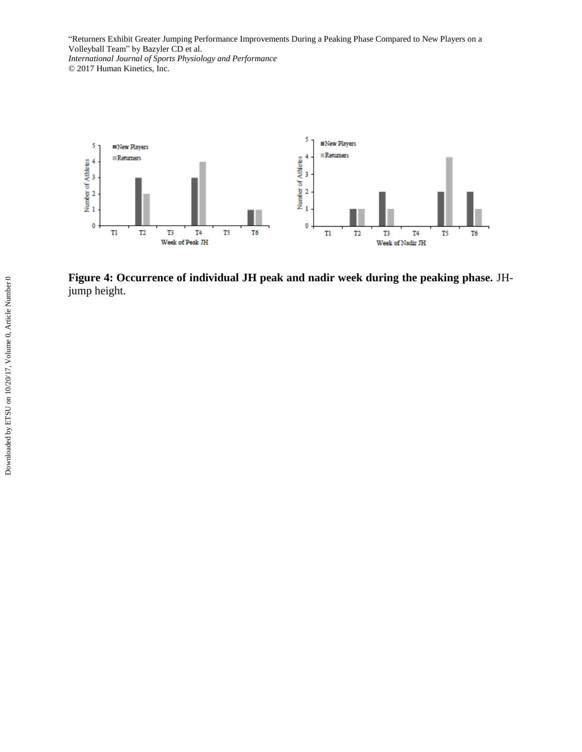**Figure 4: Occurrence of individual JH peak and nadir week during the peaking phase.** JH- jump height.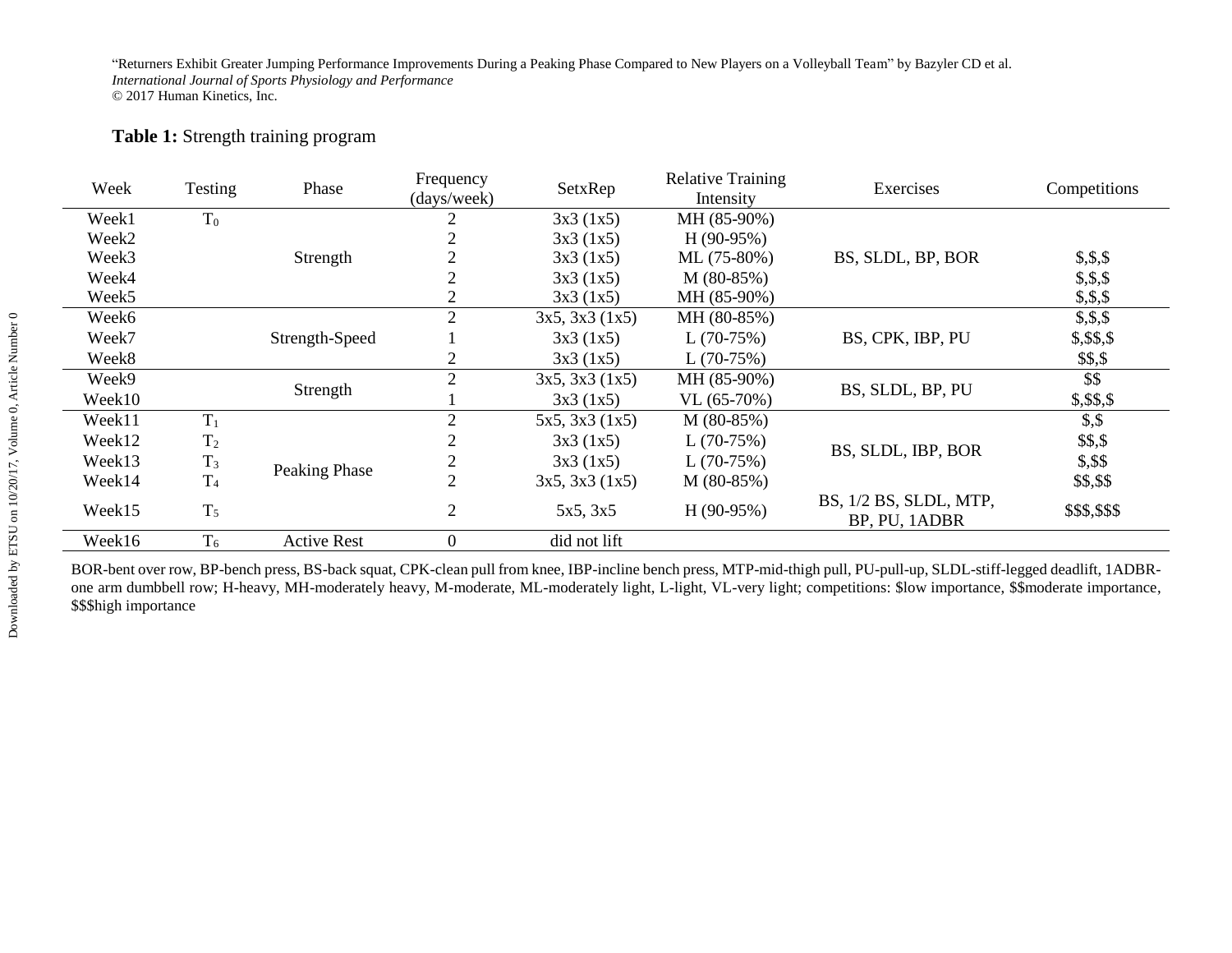**Table 1:** Strength training program

| Week | Testing | Phase | Frequency (days/week) | SetxRep | Relative Training Intensity | Exercises | Competitions |
|---|---|---|---|---|---|---|---|
| Week1 | $T_0$ | Strength | 2 | 3x3 (1x5) | MH (85-90%) | BS, SLDL, BP, BOR | |
| Week2 | | | 2 | 3x3 (1x5) | H (90-95%) | | |
| Week3 | | | 2 | 3x3 (1x5) | ML (75-80%) | | $,$,$ |
| Week4 | | | 2 | 3x3 (1x5) | M (80-85%) | | $,$,$ |
| Week5 | | | 2 | 3x3 (1x5) | MH (85-90%) | | $,$,$ |
| Week6 | | Strength-Speed | 2 | 3x5, 3x3 (1x5) | MH (80-85%) | BS, CPK, IBP, PU | $,$,$ |
| Week7 | | | 1 | 3x3 (1x5) | L (70-75%) | | $,$$,$ |
| Week8 | | | 2 | 3x3 (1x5) | L (70-75%) | | $$,$ |
| Week9 | | Strength | 2 | 3x5, 3x3 (1x5) | MH (85-90%) | BS, SLDL, BP, PU | $$ |
| Week10 | | | 1 | 3x3 (1x5) | VL (65-70%) | | $,$$,$ |
| Week11 | $T_1$ | Peaking Phase | 2 | 5x5, 3x3 (1x5) | M (80-85%) | BS, SLDL, IBP, BOR | $,$ |
| Week12 | $T_2$ | | 2 | 3x3 (1x5) | L (70-75%) | | $$,$ |
| Week13 | $T_3$ | | 2 | 3x3 (1x5) | L (70-75%) | | $,$$ |
| Week14 | $T_4$ | | 2 | 3x5, 3x3 (1x5) | M (80-85%) | | $$,$$ |
| Week15 | $T_5$ | | 2 | 5x5, 3x5 | H (90-95%) | BS, 1/2 BS, SLDL, MTP, BP, PU, 1ADBR | $$$,$$$ |
| Week16 | $T_6$ | Active Rest | 0 | did not lift | | | |

BOR-bent over row, BP-bench press, BS-back squat, CPK-clean pull from knee, IBP-incline bench press, MTP-mid-thigh pull, PU-pull-up, SLDL-stiff-legged deadlift, 1ADBR-one arm dumbbell row; H-heavy, MH-moderately heavy, M-moderate, ML-moderately light, L-light, VL-very light; competitions: $low importance, $$moderate importance, $$$high importance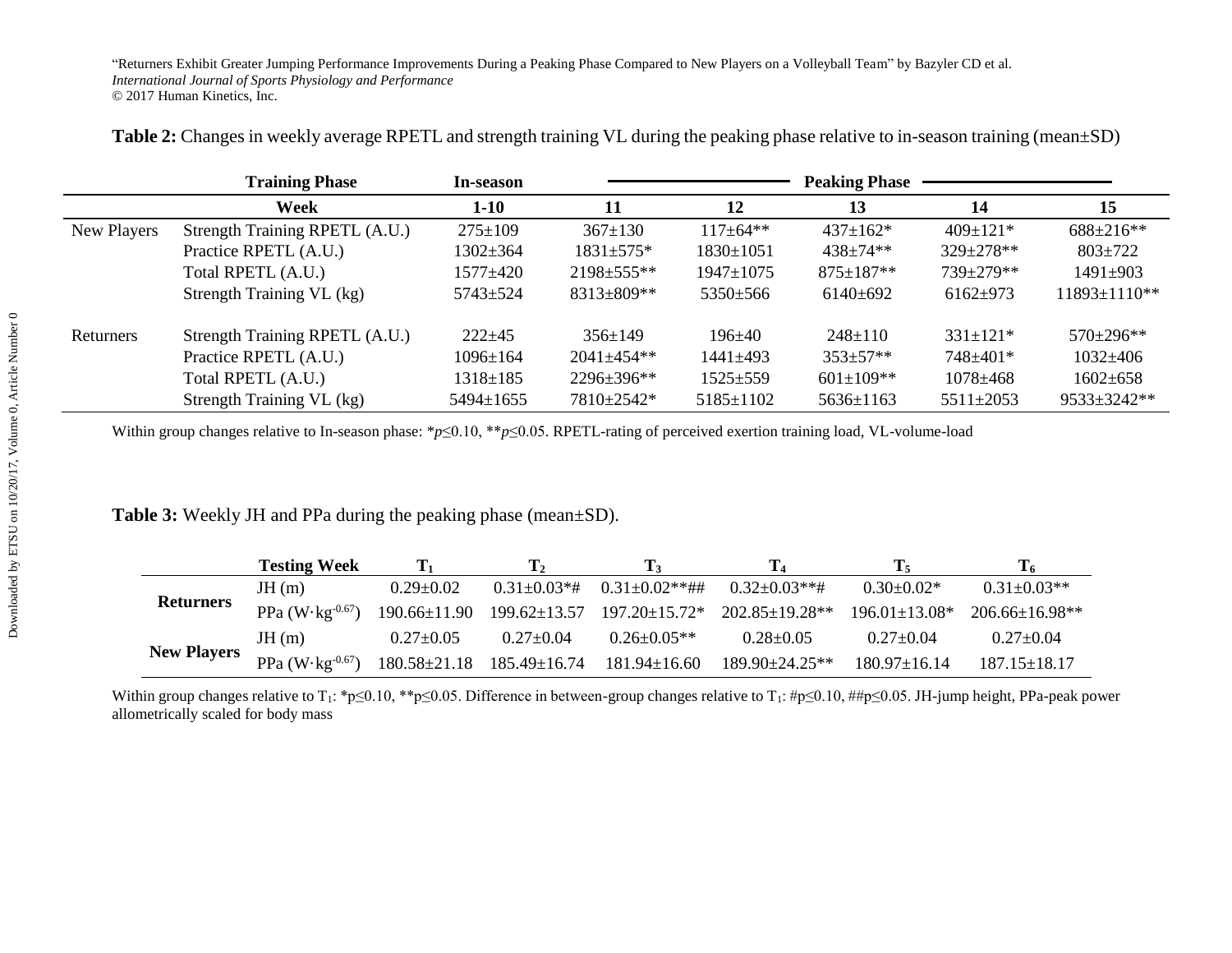**Table 2:** Changes in weekly average RPETL and strength training VL during the peaking phase relative to in-season training (mean±SD)

| | Training Phase | In-season | Peaking Phase | | | | |
|---|---|---|---|---|---|---|---|
| | Week | 1-10 | 11 | 12 | 13 | 14 | 15 |
| New Players | Strength Training RPETL (A.U.) | 275±109 | 367±130 | 117±64** | 437±162* | 409±121* | 688±216** |
| | Practice RPETL (A.U.) | 1302±364 | 1831±575* | 1830±1051 | 438±74** | 329±278** | 803±722 |
| | Total RPETL (A.U.) | 1577±420 | 2198±555** | 1947±1075 | 875±187** | 739±279** | 1491±903 |
| | Strength Training VL (kg) | 5743±524 | 8313±809** | 5350±566 | 6140±692 | 6162±973 | 11893±1110** |
| Returners | Strength Training RPETL (A.U.) | 222±45 | 356±149 | 196±40 | 248±110 | 331±121* | 570±296** |
| | Practice RPETL (A.U.) | 1096±164 | 2041±454** | 1441±493 | 353±57** | 748±401* | 1032±406 |
| | Total RPETL (A.U.) | 1318±185 | 2296±396** | 1525±559 | 601±109** | 1078±468 | 1602±658 |
| | Strength Training VL (kg) | 5494±1655 | 7810±2542* | 5185±1102 | 5636±1163 | 5511±2053 | 9533±3242** |

Within group changes relative to In-season phase: *$p \leq 0.10$, **$p \leq 0.05$. RPETL-rating of perceived exertion training load, VL-volume-load

**Table 3:** Weekly JH and PPa during the peaking phase (mean±SD).

| | Testing Week | $T_1$ | $T_2$ | $T_3$ | $T_4$ | $T_5$ | $T_6$ |
|---|---|---|---|---|---|---|---|
| Returners | JH (m) | 0.29±0.02 | 0.31±0.03*# | 0.31±0.02**## | 0.32±0.03**# | 0.30±0.02* | 0.31±0.03** |
| | PPa ($W \cdot kg^{-0.67}$) | 190.66±11.90 | 199.62±13.57 | 197.20±15.72* | 202.85±19.28** | 196.01±13.08* | 206.66±16.98** |
| New Players | JH (m) | 0.27±0.05 | 0.27±0.04 | 0.26±0.05** | 0.28±0.05 | 0.27±0.04 | 0.27±0.04 |
| | PPa ($W \cdot kg^{-0.67}$) | 180.58±21.18 | 185.49±16.74 | 181.94±16.60 | 189.90±24.25** | 180.97±16.14 | 187.15±18.17 |

Within group changes relative to $T_1$: *$p \leq 0.10$, **$p \leq 0.05$. Difference in between-group changes relative to $T_1$: #$p \leq 0.10$, ##$p \leq 0.05$. JH-jump height, PPa-peak power allometrically scaled for body mass